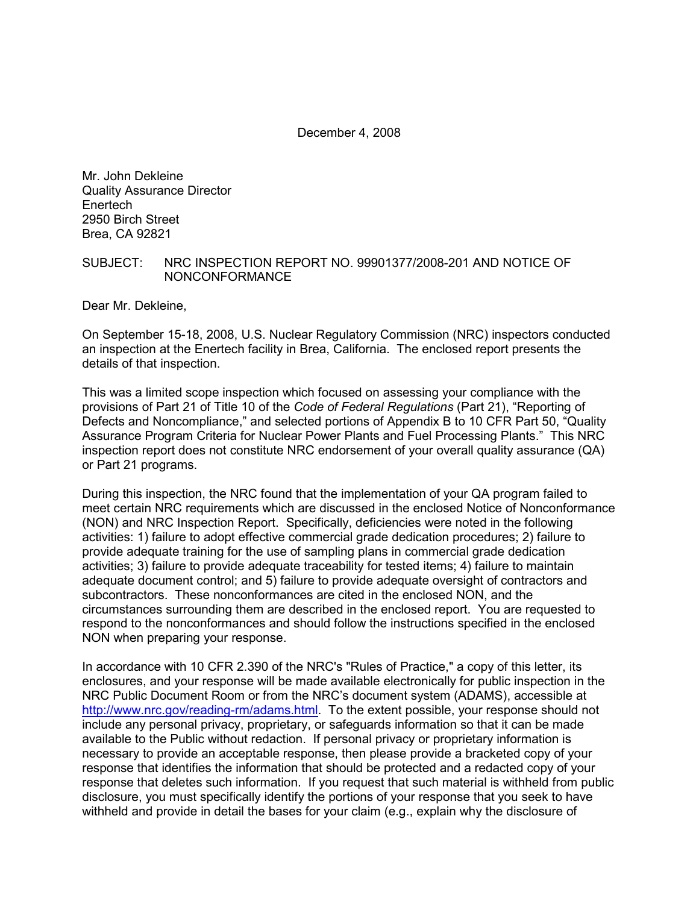December 4, 2008

Mr. John Dekleine
Quality Assurance Director
Enertech
2950 Birch Street
Brea, CA 92821

SUBJECT: NRC INSPECTION REPORT NO. 99901377/2008-201 AND NOTICE OF NONCONFORMANCE

Dear Mr. Dekleine,

On September 15-18, 2008, U.S. Nuclear Regulatory Commission (NRC) inspectors conducted an inspection at the Enertech facility in Brea, California. The enclosed report presents the details of that inspection.

This was a limited scope inspection which focused on assessing your compliance with the provisions of Part 21 of Title 10 of the *Code of Federal Regulations* (Part 21), "Reporting of Defects and Noncompliance," and selected portions of Appendix B to 10 CFR Part 50, "Quality Assurance Program Criteria for Nuclear Power Plants and Fuel Processing Plants." This NRC inspection report does not constitute NRC endorsement of your overall quality assurance (QA) or Part 21 programs.

During this inspection, the NRC found that the implementation of your QA program failed to meet certain NRC requirements which are discussed in the enclosed Notice of Nonconformance (NON) and NRC Inspection Report. Specifically, deficiencies were noted in the following activities: 1) failure to adopt effective commercial grade dedication procedures; 2) failure to provide adequate training for the use of sampling plans in commercial grade dedication activities; 3) failure to provide adequate traceability for tested items; 4) failure to maintain adequate document control; and 5) failure to provide adequate oversight of contractors and subcontractors. These nonconformances are cited in the enclosed NON, and the circumstances surrounding them are described in the enclosed report. You are requested to respond to the nonconformances and should follow the instructions specified in the enclosed NON when preparing your response.

In accordance with 10 CFR 2.390 of the NRC's "Rules of Practice," a copy of this letter, its enclosures, and your response will be made available electronically for public inspection in the NRC Public Document Room or from the NRC's document system (ADAMS), accessible at http://www.nrc.gov/reading-rm/adams.html. To the extent possible, your response should not include any personal privacy, proprietary, or safeguards information so that it can be made available to the Public without redaction. If personal privacy or proprietary information is necessary to provide an acceptable response, then please provide a bracketed copy of your response that identifies the information that should be protected and a redacted copy of your response that deletes such information. If you request that such material is withheld from public disclosure, you must specifically identify the portions of your response that you seek to have withheld and provide in detail the bases for your claim (e.g., explain why the disclosure of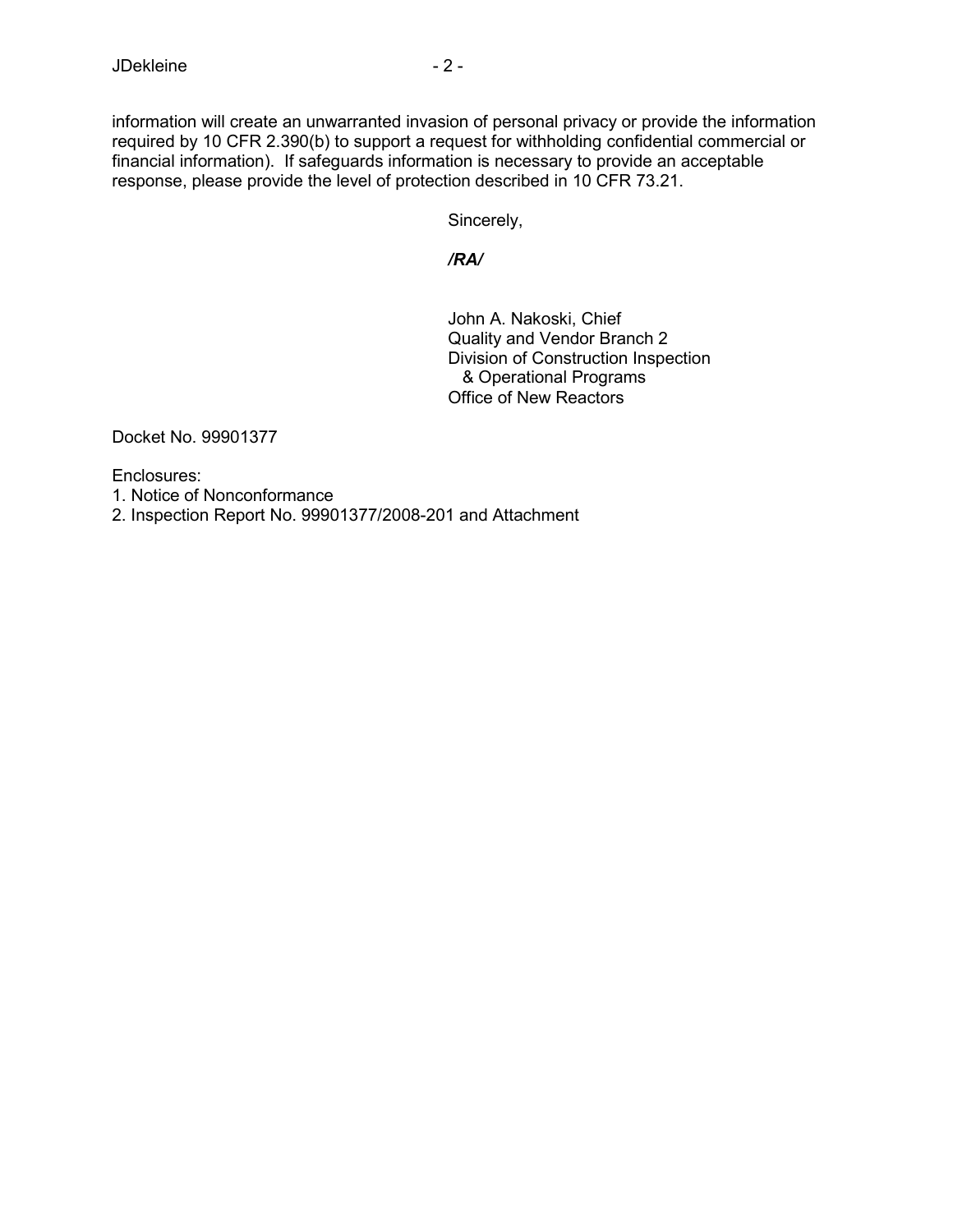information will create an unwarranted invasion of personal privacy or provide the information required by 10 CFR 2.390(b) to support a request for withholding confidential commercial or financial information). If safeguards information is necessary to provide an acceptable response, please provide the level of protection described in 10 CFR 73.21.

Sincerely,

*/RA/*

John A. Nakoski, Chief
Quality and Vendor Branch 2
Division of Construction Inspection
& Operational Programs
Office of New Reactors

Docket No. 99901377

Enclosures:
1. Notice of Nonconformance
2. Inspection Report No. 99901377/2008-201 and Attachment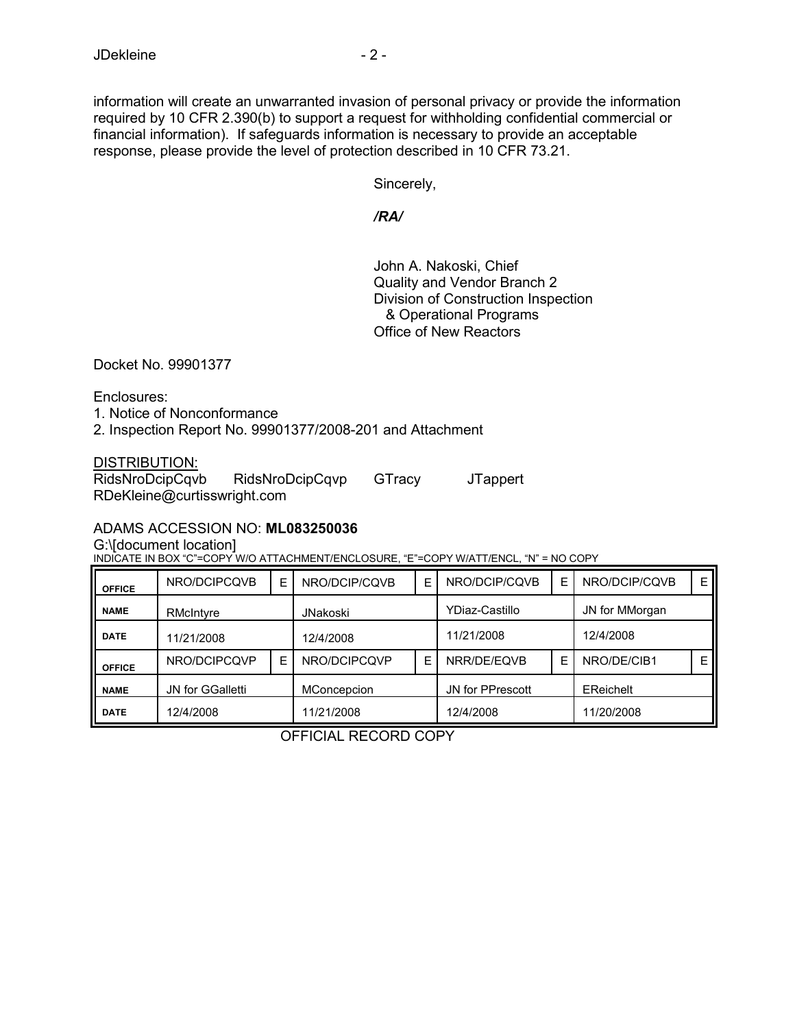information will create an unwarranted invasion of personal privacy or provide the information required by 10 CFR 2.390(b) to support a request for withholding confidential commercial or financial information). If safeguards information is necessary to provide an acceptable response, please provide the level of protection described in 10 CFR 73.21.

Sincerely,

*/RA/*

John A. Nakoski, Chief
Quality and Vendor Branch 2
Division of Construction Inspection
& Operational Programs
Office of New Reactors

Docket No. 99901377

Enclosures:
1. Notice of Nonconformance
2. Inspection Report No. 99901377/2008-201 and Attachment

DISTRIBUTION:
RidsNroDcipCqvb RidsNroDcipCqvp GTracy JTappert
RDeKleine@curtisswright.com

ADAMS ACCESSION NO: **ML083250036**
G:\[document location]
INDICATE IN BOX "C"=COPY W/O ATTACHMENT/ENCLOSURE, "E"=COPY W/ATT/ENCL, "N" = NO COPY

| OFFICE | NRO/DCIPCQVB | E | NRO/DCIP/CQVB | E | NRO/DCIP/CQVB | E | NRO/DCIP/CQVB | E |
|---|---|---|---|---|---|---|---|---|
| NAME | RMcIntyre | | JNakoski | | YDiaz-Castillo | | JN for MMorgan | |
| DATE | 11/21/2008 | | 12/4/2008 | | 11/21/2008 | | 12/4/2008 | |
| OFFICE | NRO/DCIPCQVP | E | NRO/DCIPCQVP | E | NRR/DE/EQVB | E | NRO/DE/CIB1 | E |
| NAME | JN for GGalletti | | MConcepcion | | JN for PPrescott | | EReichelt | |
| DATE | 12/4/2008 | | 11/21/2008 | | 12/4/2008 | | 11/20/2008 | |

OFFICIAL RECORD COPY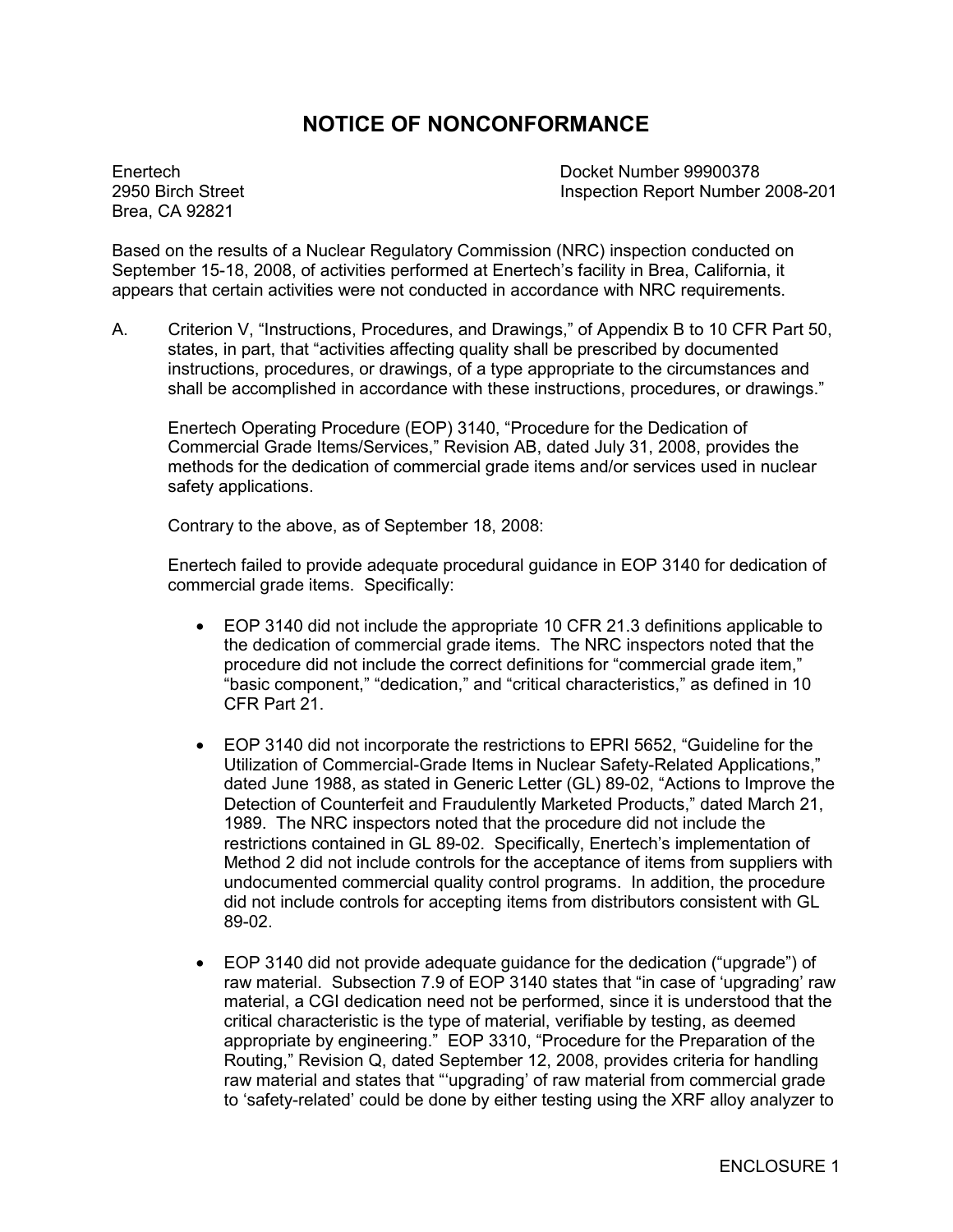# NOTICE OF NONCONFORMANCE

Enertech
2950 Birch Street
Brea, CA 92821

Docket Number 99900378
Inspection Report Number 2008-201

Based on the results of a Nuclear Regulatory Commission (NRC) inspection conducted on September 15-18, 2008, of activities performed at Enertech's facility in Brea, California, it appears that certain activities were not conducted in accordance with NRC requirements.

A. Criterion V, "Instructions, Procedures, and Drawings," of Appendix B to 10 CFR Part 50, states, in part, that "activities affecting quality shall be prescribed by documented instructions, procedures, or drawings, of a type appropriate to the circumstances and shall be accomplished in accordance with these instructions, procedures, or drawings."

   Enertech Operating Procedure (EOP) 3140, "Procedure for the Dedication of Commercial Grade Items/Services," Revision AB, dated July 31, 2008, provides the methods for the dedication of commercial grade items and/or services used in nuclear safety applications.

   Contrary to the above, as of September 18, 2008:

   Enertech failed to provide adequate procedural guidance in EOP 3140 for dedication of commercial grade items. Specifically:

   - EOP 3140 did not include the appropriate 10 CFR 21.3 definitions applicable to the dedication of commercial grade items. The NRC inspectors noted that the procedure did not include the correct definitions for "commercial grade item," "basic component," "dedication," and "critical characteristics," as defined in 10 CFR Part 21.

   - EOP 3140 did not incorporate the restrictions to EPRI 5652, "Guideline for the Utilization of Commercial-Grade Items in Nuclear Safety-Related Applications," dated June 1988, as stated in Generic Letter (GL) 89-02, "Actions to Improve the Detection of Counterfeit and Fraudulently Marketed Products," dated March 21, 1989. The NRC inspectors noted that the procedure did not include the restrictions contained in GL 89-02. Specifically, Enertech's implementation of Method 2 did not include controls for the acceptance of items from suppliers with undocumented commercial quality control programs. In addition, the procedure did not include controls for accepting items from distributors consistent with GL 89-02.

   - EOP 3140 did not provide adequate guidance for the dedication ("upgrade") of raw material. Subsection 7.9 of EOP 3140 states that "in case of 'upgrading' raw material, a CGI dedication need not be performed, since it is understood that the critical characteristic is the type of material, verifiable by testing, as deemed appropriate by engineering." EOP 3310, "Procedure for the Preparation of the Routing," Revision Q, dated September 12, 2008, provides criteria for handling raw material and states that "'upgrading' of raw material from commercial grade to 'safety-related' could be done by either testing using the XRF alloy analyzer to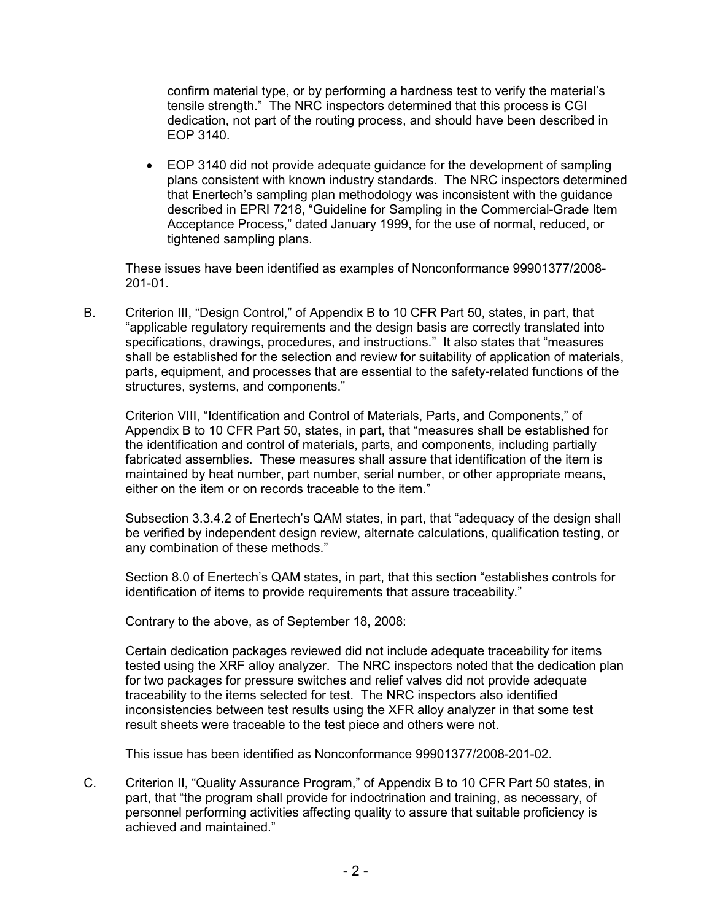confirm material type, or by performing a hardness test to verify the material's tensile strength." The NRC inspectors determined that this process is CGI dedication, not part of the routing process, and should have been described in EOP 3140.

- EOP 3140 did not provide adequate guidance for the development of sampling plans consistent with known industry standards. The NRC inspectors determined that Enertech's sampling plan methodology was inconsistent with the guidance described in EPRI 7218, "Guideline for Sampling in the Commercial-Grade Item Acceptance Process," dated January 1999, for the use of normal, reduced, or tightened sampling plans.

These issues have been identified as examples of Nonconformance 99901377/2008-201-01.

B. Criterion III, "Design Control," of Appendix B to 10 CFR Part 50, states, in part, that "applicable regulatory requirements and the design basis are correctly translated into specifications, drawings, procedures, and instructions." It also states that "measures shall be established for the selection and review for suitability of application of materials, parts, equipment, and processes that are essential to the safety-related functions of the structures, systems, and components."

Criterion VIII, "Identification and Control of Materials, Parts, and Components," of Appendix B to 10 CFR Part 50, states, in part, that "measures shall be established for the identification and control of materials, parts, and components, including partially fabricated assemblies. These measures shall assure that identification of the item is maintained by heat number, part number, serial number, or other appropriate means, either on the item or on records traceable to the item."

Subsection 3.3.4.2 of Enertech's QAM states, in part, that "adequacy of the design shall be verified by independent design review, alternate calculations, qualification testing, or any combination of these methods."

Section 8.0 of Enertech's QAM states, in part, that this section "establishes controls for identification of items to provide requirements that assure traceability."

Contrary to the above, as of September 18, 2008:

Certain dedication packages reviewed did not include adequate traceability for items tested using the XRF alloy analyzer. The NRC inspectors noted that the dedication plan for two packages for pressure switches and relief valves did not provide adequate traceability to the items selected for test. The NRC inspectors also identified inconsistencies between test results using the XFR alloy analyzer in that some test result sheets were traceable to the test piece and others were not.

This issue has been identified as Nonconformance 99901377/2008-201-02.

C. Criterion II, "Quality Assurance Program," of Appendix B to 10 CFR Part 50 states, in part, that "the program shall provide for indoctrination and training, as necessary, of personnel performing activities affecting quality to assure that suitable proficiency is achieved and maintained."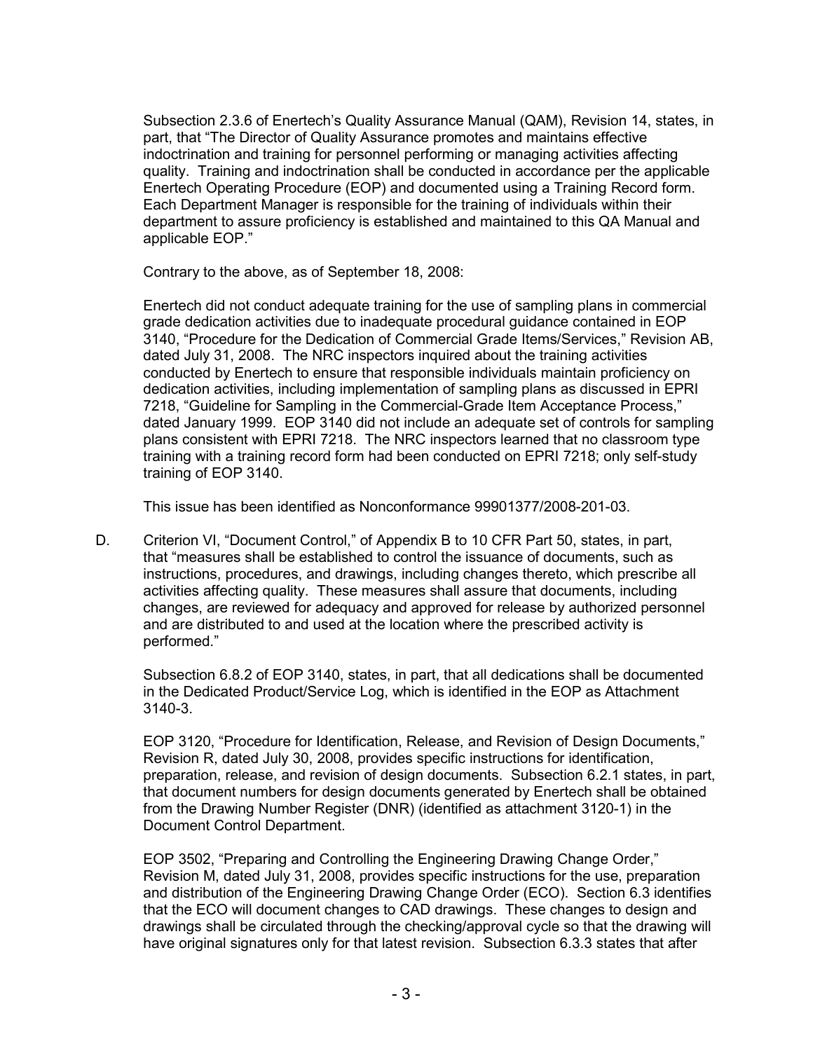Subsection 2.3.6 of Enertech's Quality Assurance Manual (QAM), Revision 14, states, in part, that "The Director of Quality Assurance promotes and maintains effective indoctrination and training for personnel performing or managing activities affecting quality. Training and indoctrination shall be conducted in accordance per the applicable Enertech Operating Procedure (EOP) and documented using a Training Record form. Each Department Manager is responsible for the training of individuals within their department to assure proficiency is established and maintained to this QA Manual and applicable EOP."

Contrary to the above, as of September 18, 2008:

Enertech did not conduct adequate training for the use of sampling plans in commercial grade dedication activities due to inadequate procedural guidance contained in EOP 3140, "Procedure for the Dedication of Commercial Grade Items/Services," Revision AB, dated July 31, 2008. The NRC inspectors inquired about the training activities conducted by Enertech to ensure that responsible individuals maintain proficiency on dedication activities, including implementation of sampling plans as discussed in EPRI 7218, "Guideline for Sampling in the Commercial-Grade Item Acceptance Process," dated January 1999. EOP 3140 did not include an adequate set of controls for sampling plans consistent with EPRI 7218. The NRC inspectors learned that no classroom type training with a training record form had been conducted on EPRI 7218; only self-study training of EOP 3140.

This issue has been identified as Nonconformance 99901377/2008-201-03.

D. Criterion VI, "Document Control," of Appendix B to 10 CFR Part 50, states, in part, that "measures shall be established to control the issuance of documents, such as instructions, procedures, and drawings, including changes thereto, which prescribe all activities affecting quality. These measures shall assure that documents, including changes, are reviewed for adequacy and approved for release by authorized personnel and are distributed to and used at the location where the prescribed activity is performed."

Subsection 6.8.2 of EOP 3140, states, in part, that all dedications shall be documented in the Dedicated Product/Service Log, which is identified in the EOP as Attachment 3140-3.

EOP 3120, "Procedure for Identification, Release, and Revision of Design Documents," Revision R, dated July 30, 2008, provides specific instructions for identification, preparation, release, and revision of design documents. Subsection 6.2.1 states, in part, that document numbers for design documents generated by Enertech shall be obtained from the Drawing Number Register (DNR) (identified as attachment 3120-1) in the Document Control Department.

EOP 3502, "Preparing and Controlling the Engineering Drawing Change Order," Revision M, dated July 31, 2008, provides specific instructions for the use, preparation and distribution of the Engineering Drawing Change Order (ECO). Section 6.3 identifies that the ECO will document changes to CAD drawings. These changes to design and drawings shall be circulated through the checking/approval cycle so that the drawing will have original signatures only for that latest revision. Subsection 6.3.3 states that after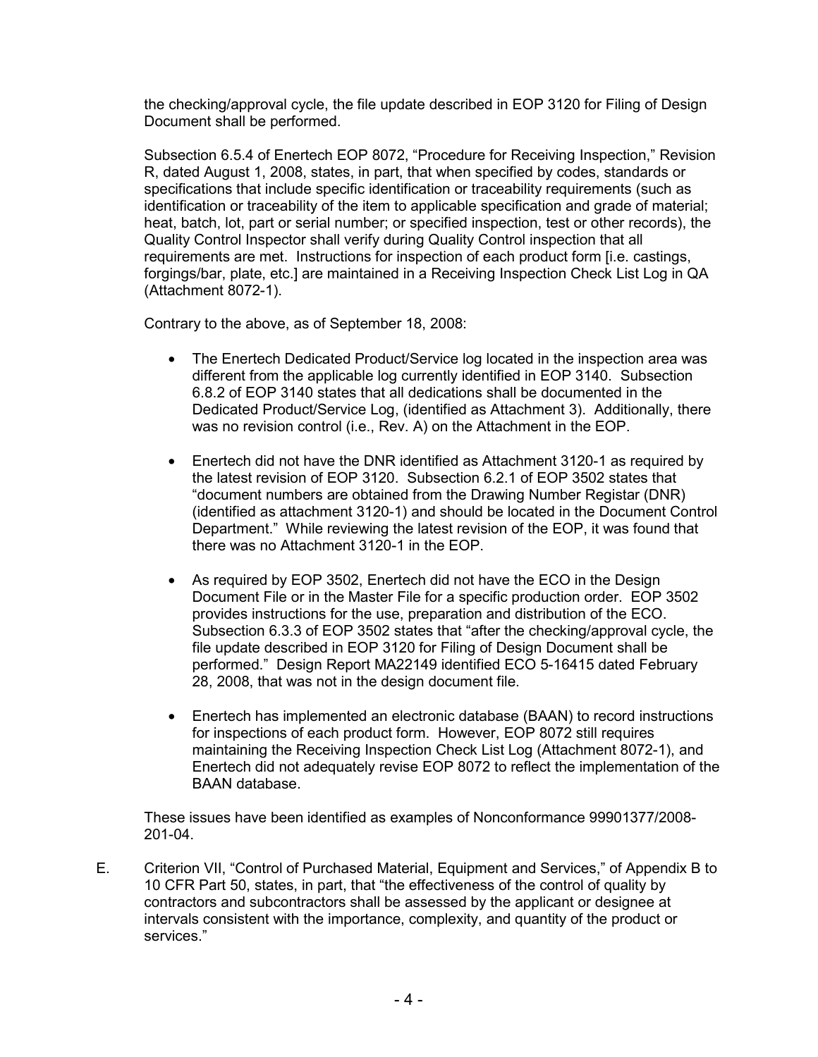the checking/approval cycle, the file update described in EOP 3120 for Filing of Design Document shall be performed.

Subsection 6.5.4 of Enertech EOP 8072, "Procedure for Receiving Inspection," Revision R, dated August 1, 2008, states, in part, that when specified by codes, standards or specifications that include specific identification or traceability requirements (such as identification or traceability of the item to applicable specification and grade of material; heat, batch, lot, part or serial number; or specified inspection, test or other records), the Quality Control Inspector shall verify during Quality Control inspection that all requirements are met. Instructions for inspection of each product form [i.e. castings, forgings/bar, plate, etc.] are maintained in a Receiving Inspection Check List Log in QA (Attachment 8072-1).

Contrary to the above, as of September 18, 2008:

- The Enertech Dedicated Product/Service log located in the inspection area was different from the applicable log currently identified in EOP 3140. Subsection 6.8.2 of EOP 3140 states that all dedications shall be documented in the Dedicated Product/Service Log, (identified as Attachment 3). Additionally, there was no revision control (i.e., Rev. A) on the Attachment in the EOP.
- Enertech did not have the DNR identified as Attachment 3120-1 as required by the latest revision of EOP 3120. Subsection 6.2.1 of EOP 3502 states that "document numbers are obtained from the Drawing Number Registar (DNR) (identified as attachment 3120-1) and should be located in the Document Control Department." While reviewing the latest revision of the EOP, it was found that there was no Attachment 3120-1 in the EOP.
- As required by EOP 3502, Enertech did not have the ECO in the Design Document File or in the Master File for a specific production order. EOP 3502 provides instructions for the use, preparation and distribution of the ECO. Subsection 6.3.3 of EOP 3502 states that "after the checking/approval cycle, the file update described in EOP 3120 for Filing of Design Document shall be performed." Design Report MA22149 identified ECO 5-16415 dated February 28, 2008, that was not in the design document file.
- Enertech has implemented an electronic database (BAAN) to record instructions for inspections of each product form. However, EOP 8072 still requires maintaining the Receiving Inspection Check List Log (Attachment 8072-1), and Enertech did not adequately revise EOP 8072 to reflect the implementation of the BAAN database.

These issues have been identified as examples of Nonconformance 99901377/2008-201-04.

E. Criterion VII, "Control of Purchased Material, Equipment and Services," of Appendix B to 10 CFR Part 50, states, in part, that "the effectiveness of the control of quality by contractors and subcontractors shall be assessed by the applicant or designee at intervals consistent with the importance, complexity, and quantity of the product or services."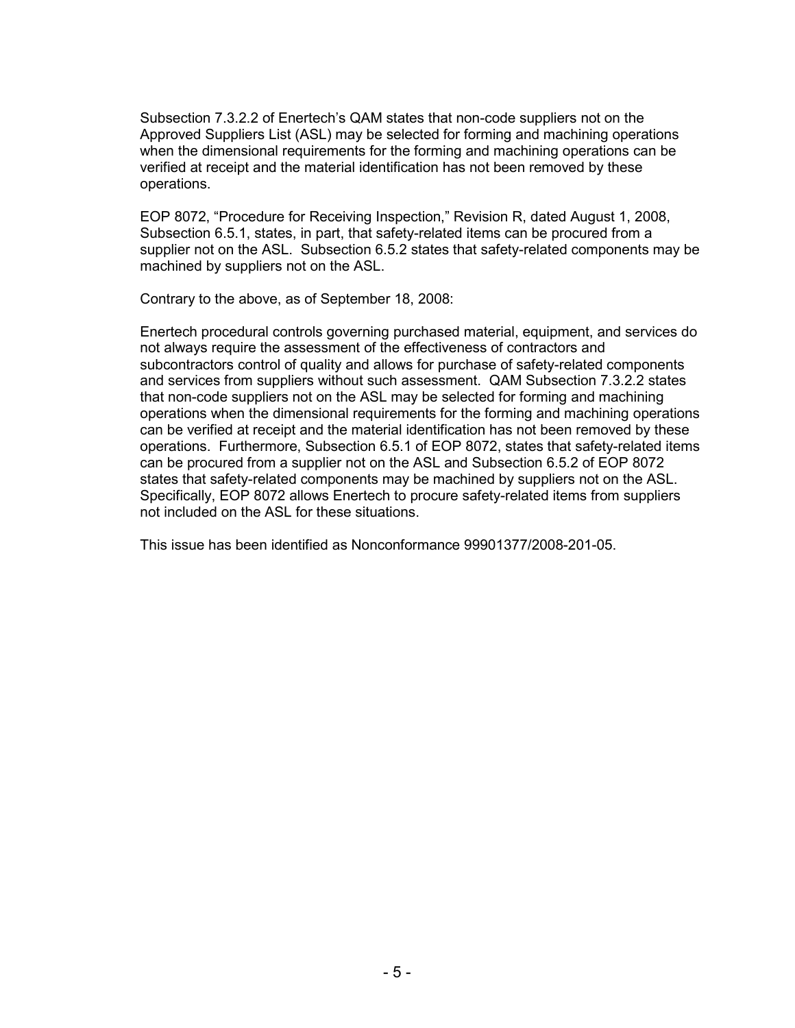Subsection 7.3.2.2 of Enertech's QAM states that non-code suppliers not on the Approved Suppliers List (ASL) may be selected for forming and machining operations when the dimensional requirements for the forming and machining operations can be verified at receipt and the material identification has not been removed by these operations.

EOP 8072, "Procedure for Receiving Inspection," Revision R, dated August 1, 2008, Subsection 6.5.1, states, in part, that safety-related items can be procured from a supplier not on the ASL. Subsection 6.5.2 states that safety-related components may be machined by suppliers not on the ASL.

Contrary to the above, as of September 18, 2008:

Enertech procedural controls governing purchased material, equipment, and services do not always require the assessment of the effectiveness of contractors and subcontractors control of quality and allows for purchase of safety-related components and services from suppliers without such assessment. QAM Subsection 7.3.2.2 states that non-code suppliers not on the ASL may be selected for forming and machining operations when the dimensional requirements for the forming and machining operations can be verified at receipt and the material identification has not been removed by these operations. Furthermore, Subsection 6.5.1 of EOP 8072, states that safety-related items can be procured from a supplier not on the ASL and Subsection 6.5.2 of EOP 8072 states that safety-related components may be machined by suppliers not on the ASL. Specifically, EOP 8072 allows Enertech to procure safety-related items from suppliers not included on the ASL for these situations.

This issue has been identified as Nonconformance 99901377/2008-201-05.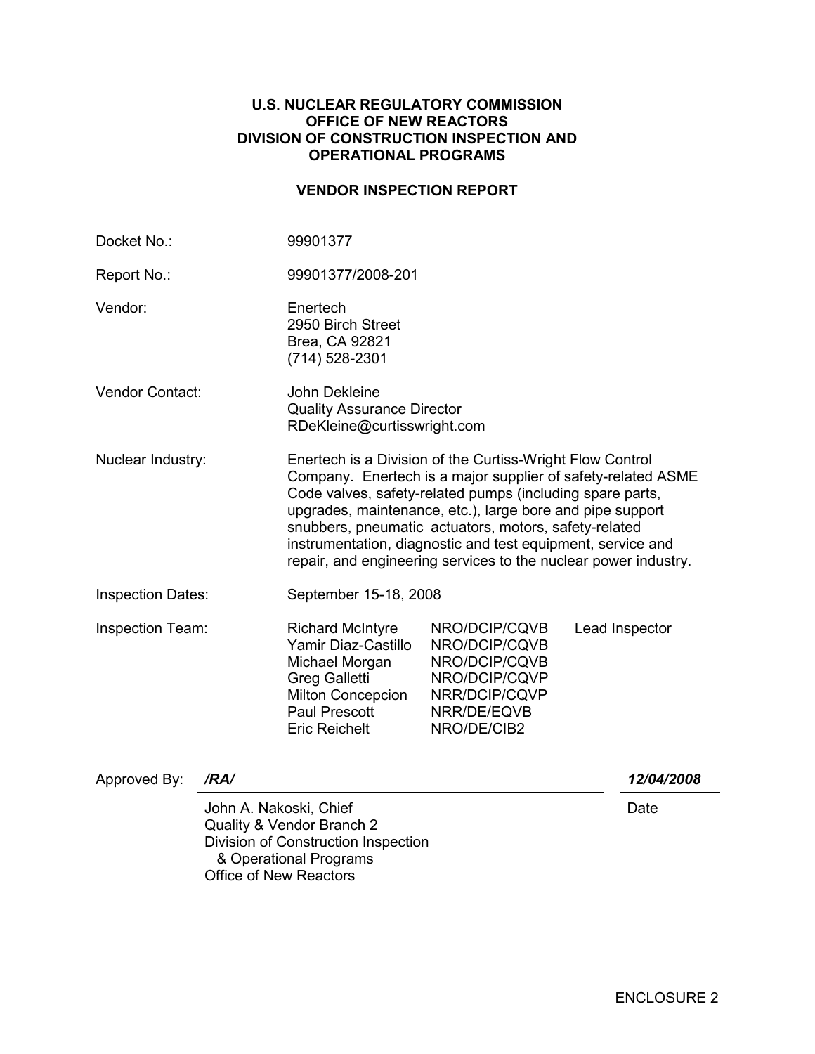**U.S. NUCLEAR REGULATORY COMMISSION**
**OFFICE OF NEW REACTORS**
**DIVISION OF CONSTRUCTION INSPECTION AND OPERATIONAL PROGRAMS**

**VENDOR INSPECTION REPORT**

| | |
|---|---|
| Docket No.: | 99901377 |
| Report No.: | 99901377/2008-201 |
| Vendor: | Enertech<br>2950 Birch Street<br>Brea, CA 92821<br>(714) 528-2301 |
| Vendor Contact: | John Dekleine<br>Quality Assurance Director<br>RDeKleine@curtisswright.com |
| Nuclear Industry: | Enertech is a Division of the Curtiss-Wright Flow Control Company. Enertech is a major supplier of safety-related ASME Code valves, safety-related pumps (including spare parts, upgrades, maintenance, etc.), large bore and pipe support snubbers, pneumatic actuators, motors, safety-related instrumentation, diagnostic and test equipment, service and repair, and engineering services to the nuclear power industry. |
| Inspection Dates: | September 15-18, 2008 |

Inspection Team:

| Name | Organization | Role |
|---|---|---|
| Richard McIntyre | NRO/DCIP/CQVB | Lead Inspector |
| Yamir Diaz-Castillo | NRO/DCIP/CQVB | |
| Michael Morgan | NRO/DCIP/CQVB | |
| Greg Galletti | NRO/DCIP/CQVP | |
| Milton Concepcion | NRR/DCIP/CQVP | |
| Paul Prescott | NRR/DE/EQVB | |
| Eric Reichelt | NRO/DE/CIB2 | |

Approved By: ***/RA/*** ***12/04/2008***

John A. Nakoski, Chief
Quality & Vendor Branch 2
Division of Construction Inspection & Operational Programs
Office of New Reactors

Date

ENCLOSURE 2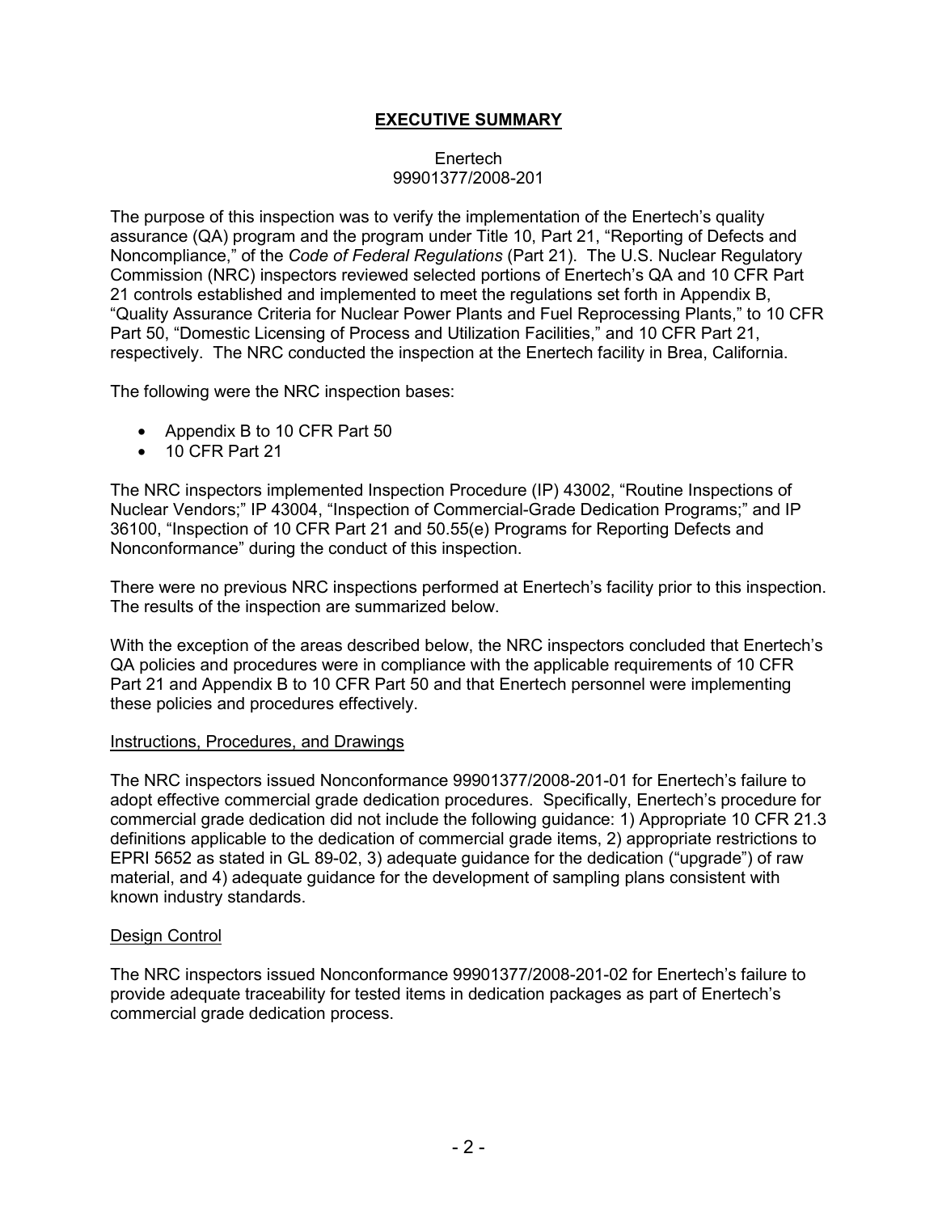# **EXECUTIVE SUMMARY**

Enertech
99901377/2008-201

The purpose of this inspection was to verify the implementation of the Enertech's quality assurance (QA) program and the program under Title 10, Part 21, "Reporting of Defects and Noncompliance," of the *Code of Federal Regulations* (Part 21). The U.S. Nuclear Regulatory Commission (NRC) inspectors reviewed selected portions of Enertech's QA and 10 CFR Part 21 controls established and implemented to meet the regulations set forth in Appendix B, "Quality Assurance Criteria for Nuclear Power Plants and Fuel Reprocessing Plants," to 10 CFR Part 50, "Domestic Licensing of Process and Utilization Facilities," and 10 CFR Part 21, respectively. The NRC conducted the inspection at the Enertech facility in Brea, California.

The following were the NRC inspection bases:

- Appendix B to 10 CFR Part 50
- 10 CFR Part 21

The NRC inspectors implemented Inspection Procedure (IP) 43002, "Routine Inspections of Nuclear Vendors;" IP 43004, "Inspection of Commercial-Grade Dedication Programs;" and IP 36100, "Inspection of 10 CFR Part 21 and 50.55(e) Programs for Reporting Defects and Nonconformance" during the conduct of this inspection.

There were no previous NRC inspections performed at Enertech's facility prior to this inspection. The results of the inspection are summarized below.

With the exception of the areas described below, the NRC inspectors concluded that Enertech's QA policies and procedures were in compliance with the applicable requirements of 10 CFR Part 21 and Appendix B to 10 CFR Part 50 and that Enertech personnel were implementing these policies and procedures effectively.

<u>Instructions, Procedures, and Drawings</u>

The NRC inspectors issued Nonconformance 99901377/2008-201-01 for Enertech's failure to adopt effective commercial grade dedication procedures. Specifically, Enertech's procedure for commercial grade dedication did not include the following guidance: 1) Appropriate 10 CFR 21.3 definitions applicable to the dedication of commercial grade items, 2) appropriate restrictions to EPRI 5652 as stated in GL 89-02, 3) adequate guidance for the dedication ("upgrade") of raw material, and 4) adequate guidance for the development of sampling plans consistent with known industry standards.

<u>Design Control</u>

The NRC inspectors issued Nonconformance 99901377/2008-201-02 for Enertech's failure to provide adequate traceability for tested items in dedication packages as part of Enertech's commercial grade dedication process.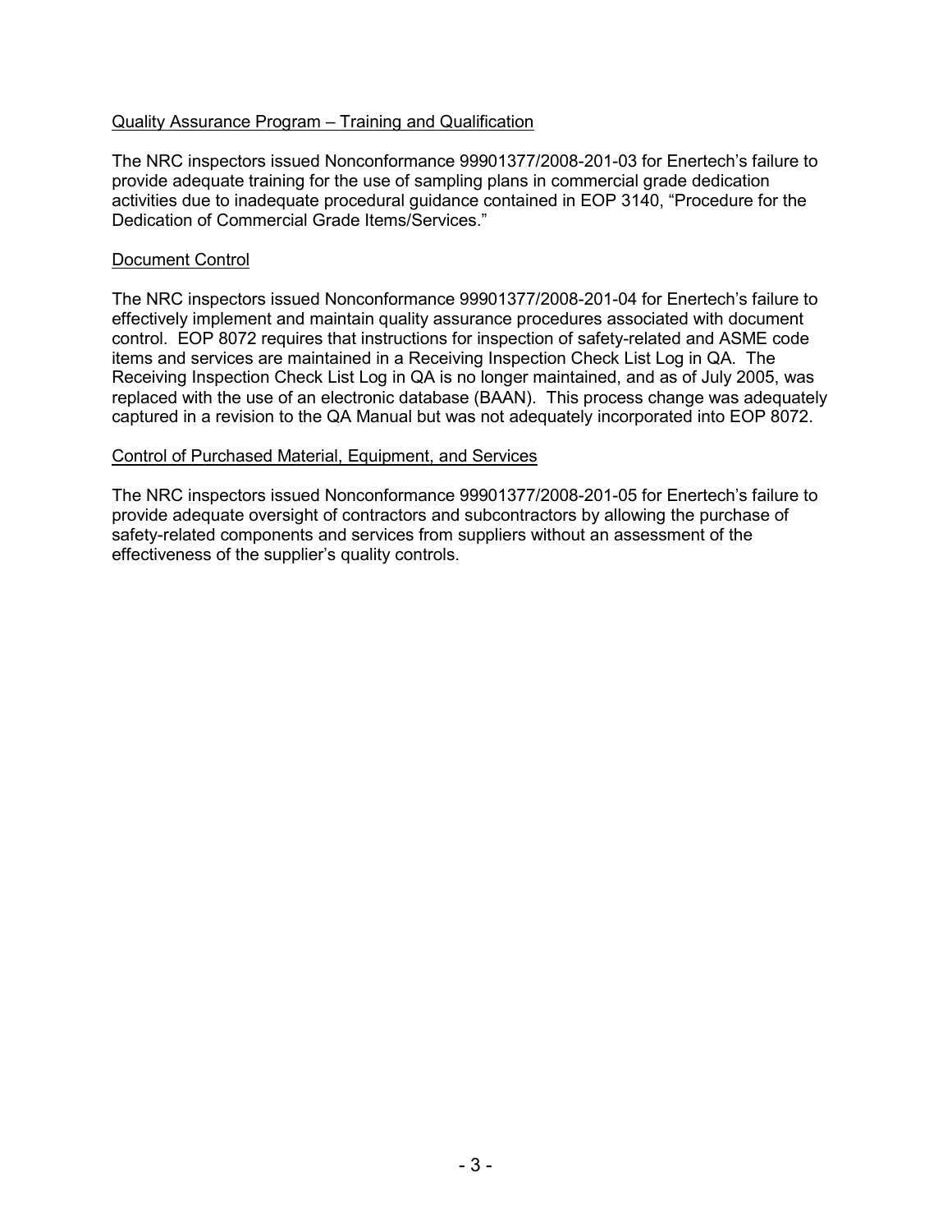Quality Assurance Program – Training and Qualification

The NRC inspectors issued Nonconformance 99901377/2008-201-03 for Enertech's failure to provide adequate training for the use of sampling plans in commercial grade dedication activities due to inadequate procedural guidance contained in EOP 3140, "Procedure for the Dedication of Commercial Grade Items/Services."

Document Control

The NRC inspectors issued Nonconformance 99901377/2008-201-04 for Enertech's failure to effectively implement and maintain quality assurance procedures associated with document control. EOP 8072 requires that instructions for inspection of safety-related and ASME code items and services are maintained in a Receiving Inspection Check List Log in QA. The Receiving Inspection Check List Log in QA is no longer maintained, and as of July 2005, was replaced with the use of an electronic database (BAAN). This process change was adequately captured in a revision to the QA Manual but was not adequately incorporated into EOP 8072.

Control of Purchased Material, Equipment, and Services

The NRC inspectors issued Nonconformance 99901377/2008-201-05 for Enertech's failure to provide adequate oversight of contractors and subcontractors by allowing the purchase of safety-related components and services from suppliers without an assessment of the effectiveness of the supplier's quality controls.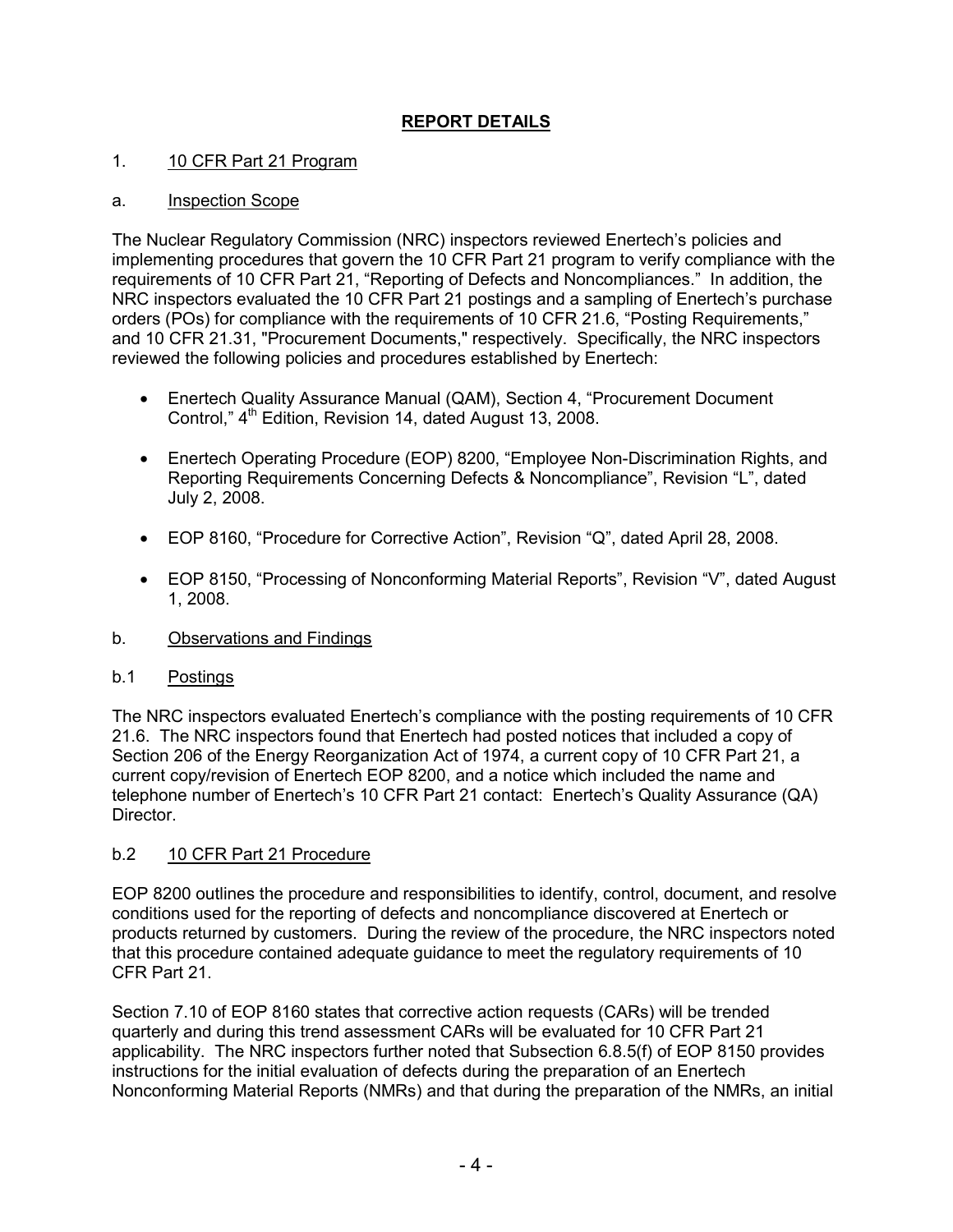## REPORT DETAILS

### 1. 10 CFR Part 21 Program

#### a. Inspection Scope

The Nuclear Regulatory Commission (NRC) inspectors reviewed Enertech's policies and implementing procedures that govern the 10 CFR Part 21 program to verify compliance with the requirements of 10 CFR Part 21, "Reporting of Defects and Noncompliances." In addition, the NRC inspectors evaluated the 10 CFR Part 21 postings and a sampling of Enertech's purchase orders (POs) for compliance with the requirements of 10 CFR 21.6, "Posting Requirements," and 10 CFR 21.31, "Procurement Documents," respectively. Specifically, the NRC inspectors reviewed the following policies and procedures established by Enertech:

- Enertech Quality Assurance Manual (QAM), Section 4, "Procurement Document Control," 4th Edition, Revision 14, dated August 13, 2008.
- Enertech Operating Procedure (EOP) 8200, "Employee Non-Discrimination Rights, and Reporting Requirements Concerning Defects & Noncompliance", Revision "L", dated July 2, 2008.
- EOP 8160, "Procedure for Corrective Action", Revision "Q", dated April 28, 2008.
- EOP 8150, "Processing of Nonconforming Material Reports", Revision "V", dated August 1, 2008.

#### b. Observations and Findings

##### b.1 Postings

The NRC inspectors evaluated Enertech's compliance with the posting requirements of 10 CFR 21.6. The NRC inspectors found that Enertech had posted notices that included a copy of Section 206 of the Energy Reorganization Act of 1974, a current copy of 10 CFR Part 21, a current copy/revision of Enertech EOP 8200, and a notice which included the name and telephone number of Enertech's 10 CFR Part 21 contact: Enertech's Quality Assurance (QA) Director.

##### b.2 10 CFR Part 21 Procedure

EOP 8200 outlines the procedure and responsibilities to identify, control, document, and resolve conditions used for the reporting of defects and noncompliance discovered at Enertech or products returned by customers. During the review of the procedure, the NRC inspectors noted that this procedure contained adequate guidance to meet the regulatory requirements of 10 CFR Part 21.

Section 7.10 of EOP 8160 states that corrective action requests (CARs) will be trended quarterly and during this trend assessment CARs will be evaluated for 10 CFR Part 21 applicability. The NRC inspectors further noted that Subsection 6.8.5(f) of EOP 8150 provides instructions for the initial evaluation of defects during the preparation of an Enertech Nonconforming Material Reports (NMRs) and that during the preparation of the NMRs, an initial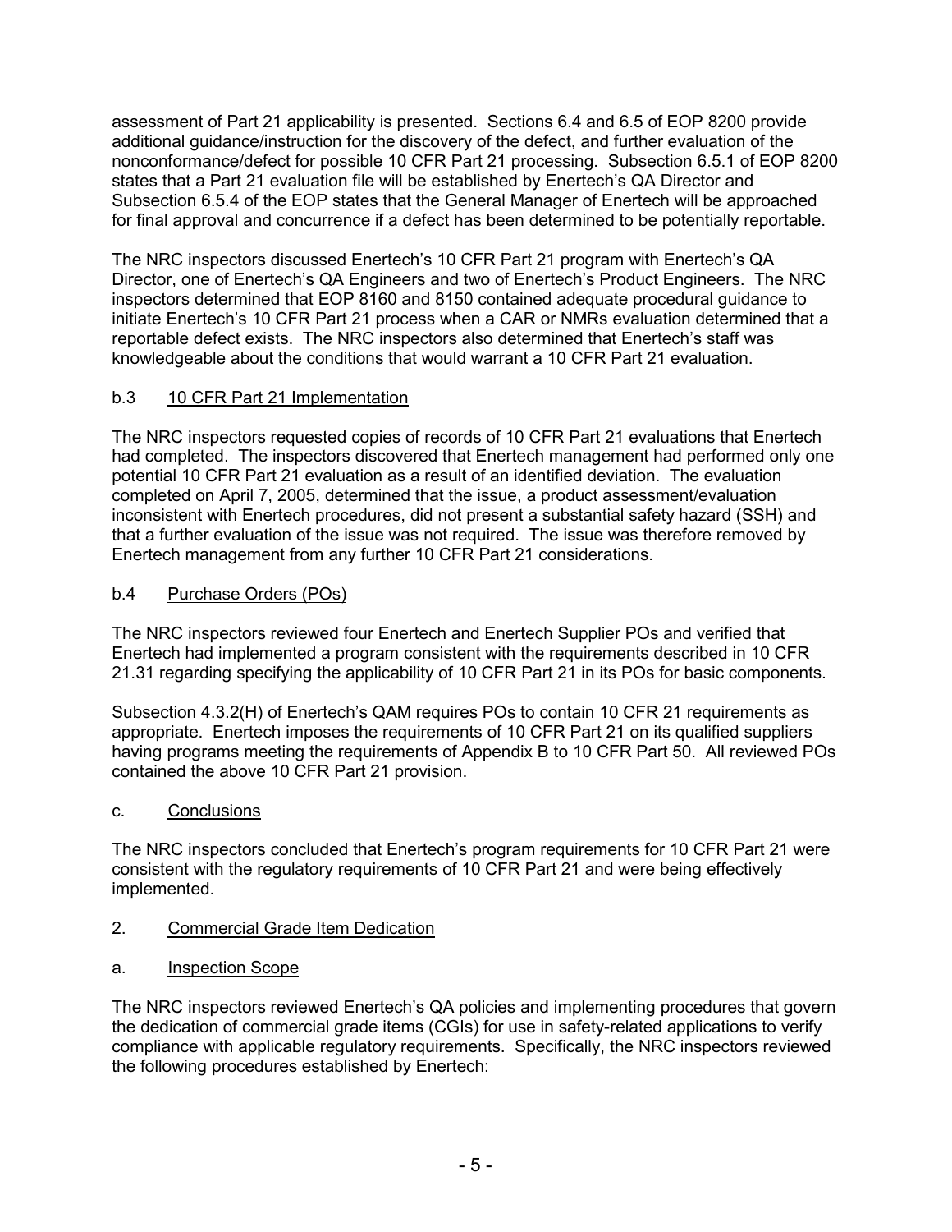assessment of Part 21 applicability is presented. Sections 6.4 and 6.5 of EOP 8200 provide additional guidance/instruction for the discovery of the defect, and further evaluation of the nonconformance/defect for possible 10 CFR Part 21 processing. Subsection 6.5.1 of EOP 8200 states that a Part 21 evaluation file will be established by Enertech's QA Director and Subsection 6.5.4 of the EOP states that the General Manager of Enertech will be approached for final approval and concurrence if a defect has been determined to be potentially reportable.

The NRC inspectors discussed Enertech's 10 CFR Part 21 program with Enertech's QA Director, one of Enertech's QA Engineers and two of Enertech's Product Engineers. The NRC inspectors determined that EOP 8160 and 8150 contained adequate procedural guidance to initiate Enertech's 10 CFR Part 21 process when a CAR or NMRs evaluation determined that a reportable defect exists. The NRC inspectors also determined that Enertech's staff was knowledgeable about the conditions that would warrant a 10 CFR Part 21 evaluation.

b.3 <u>10 CFR Part 21 Implementation</u>

The NRC inspectors requested copies of records of 10 CFR Part 21 evaluations that Enertech had completed. The inspectors discovered that Enertech management had performed only one potential 10 CFR Part 21 evaluation as a result of an identified deviation. The evaluation completed on April 7, 2005, determined that the issue, a product assessment/evaluation inconsistent with Enertech procedures, did not present a substantial safety hazard (SSH) and that a further evaluation of the issue was not required. The issue was therefore removed by Enertech management from any further 10 CFR Part 21 considerations.

b.4 <u>Purchase Orders (POs)</u>

The NRC inspectors reviewed four Enertech and Enertech Supplier POs and verified that Enertech had implemented a program consistent with the requirements described in 10 CFR 21.31 regarding specifying the applicability of 10 CFR Part 21 in its POs for basic components.

Subsection 4.3.2(H) of Enertech's QAM requires POs to contain 10 CFR 21 requirements as appropriate. Enertech imposes the requirements of 10 CFR Part 21 on its qualified suppliers having programs meeting the requirements of Appendix B to 10 CFR Part 50. All reviewed POs contained the above 10 CFR Part 21 provision.

c. <u>Conclusions</u>

The NRC inspectors concluded that Enertech's program requirements for 10 CFR Part 21 were consistent with the regulatory requirements of 10 CFR Part 21 and were being effectively implemented.

2. <u>Commercial Grade Item Dedication</u>

a. <u>Inspection Scope</u>

The NRC inspectors reviewed Enertech's QA policies and implementing procedures that govern the dedication of commercial grade items (CGIs) for use in safety-related applications to verify compliance with applicable regulatory requirements. Specifically, the NRC inspectors reviewed the following procedures established by Enertech: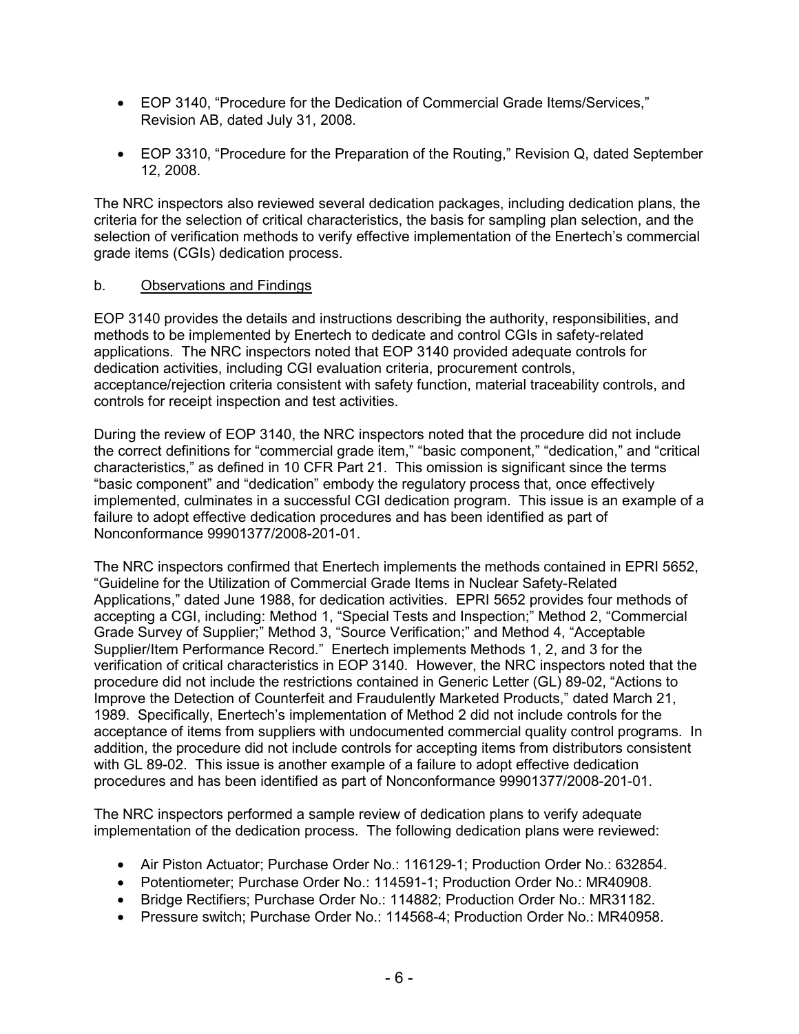- EOP 3140, "Procedure for the Dedication of Commercial Grade Items/Services," Revision AB, dated July 31, 2008.
- EOP 3310, "Procedure for the Preparation of the Routing," Revision Q, dated September 12, 2008.

The NRC inspectors also reviewed several dedication packages, including dedication plans, the criteria for the selection of critical characteristics, the basis for sampling plan selection, and the selection of verification methods to verify effective implementation of the Enertech's commercial grade items (CGIs) dedication process.

b. Observations and Findings

EOP 3140 provides the details and instructions describing the authority, responsibilities, and methods to be implemented by Enertech to dedicate and control CGIs in safety-related applications. The NRC inspectors noted that EOP 3140 provided adequate controls for dedication activities, including CGI evaluation criteria, procurement controls, acceptance/rejection criteria consistent with safety function, material traceability controls, and controls for receipt inspection and test activities.

During the review of EOP 3140, the NRC inspectors noted that the procedure did not include the correct definitions for "commercial grade item," "basic component," "dedication," and "critical characteristics," as defined in 10 CFR Part 21. This omission is significant since the terms "basic component" and "dedication" embody the regulatory process that, once effectively implemented, culminates in a successful CGI dedication program. This issue is an example of a failure to adopt effective dedication procedures and has been identified as part of Nonconformance 99901377/2008-201-01.

The NRC inspectors confirmed that Enertech implements the methods contained in EPRI 5652, "Guideline for the Utilization of Commercial Grade Items in Nuclear Safety-Related Applications," dated June 1988, for dedication activities. EPRI 5652 provides four methods of accepting a CGI, including: Method 1, "Special Tests and Inspection;" Method 2, "Commercial Grade Survey of Supplier;" Method 3, "Source Verification;" and Method 4, "Acceptable Supplier/Item Performance Record." Enertech implements Methods 1, 2, and 3 for the verification of critical characteristics in EOP 3140. However, the NRC inspectors noted that the procedure did not include the restrictions contained in Generic Letter (GL) 89-02, "Actions to Improve the Detection of Counterfeit and Fraudulently Marketed Products," dated March 21, 1989. Specifically, Enertech's implementation of Method 2 did not include controls for the acceptance of items from suppliers with undocumented commercial quality control programs. In addition, the procedure did not include controls for accepting items from distributors consistent with GL 89-02. This issue is another example of a failure to adopt effective dedication procedures and has been identified as part of Nonconformance 99901377/2008-201-01.

The NRC inspectors performed a sample review of dedication plans to verify adequate implementation of the dedication process. The following dedication plans were reviewed:

- Air Piston Actuator; Purchase Order No.: 116129-1; Production Order No.: 632854.
- Potentiometer; Purchase Order No.: 114591-1; Production Order No.: MR40908.
- Bridge Rectifiers; Purchase Order No.: 114882; Production Order No.: MR31182.
- Pressure switch; Purchase Order No.: 114568-4; Production Order No.: MR40958.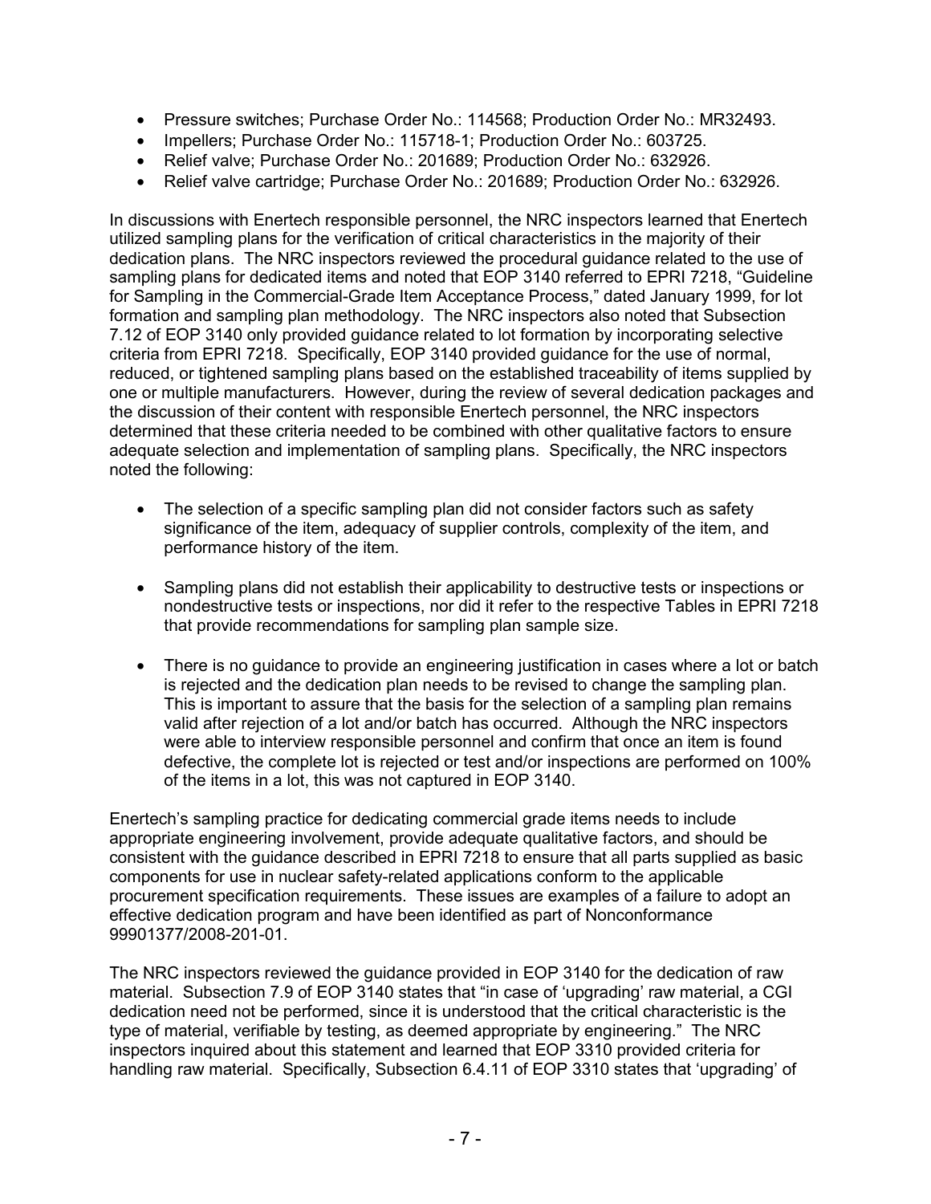- Pressure switches; Purchase Order No.: 114568; Production Order No.: MR32493.
- Impellers; Purchase Order No.: 115718-1; Production Order No.: 603725.
- Relief valve; Purchase Order No.: 201689; Production Order No.: 632926.
- Relief valve cartridge; Purchase Order No.: 201689; Production Order No.: 632926.

In discussions with Enertech responsible personnel, the NRC inspectors learned that Enertech utilized sampling plans for the verification of critical characteristics in the majority of their dedication plans. The NRC inspectors reviewed the procedural guidance related to the use of sampling plans for dedicated items and noted that EOP 3140 referred to EPRI 7218, "Guideline for Sampling in the Commercial-Grade Item Acceptance Process," dated January 1999, for lot formation and sampling plan methodology. The NRC inspectors also noted that Subsection 7.12 of EOP 3140 only provided guidance related to lot formation by incorporating selective criteria from EPRI 7218. Specifically, EOP 3140 provided guidance for the use of normal, reduced, or tightened sampling plans based on the established traceability of items supplied by one or multiple manufacturers. However, during the review of several dedication packages and the discussion of their content with responsible Enertech personnel, the NRC inspectors determined that these criteria needed to be combined with other qualitative factors to ensure adequate selection and implementation of sampling plans. Specifically, the NRC inspectors noted the following:

- The selection of a specific sampling plan did not consider factors such as safety significance of the item, adequacy of supplier controls, complexity of the item, and performance history of the item.

- Sampling plans did not establish their applicability to destructive tests or inspections or nondestructive tests or inspections, nor did it refer to the respective Tables in EPRI 7218 that provide recommendations for sampling plan sample size.

- There is no guidance to provide an engineering justification in cases where a lot or batch is rejected and the dedication plan needs to be revised to change the sampling plan. This is important to assure that the basis for the selection of a sampling plan remains valid after rejection of a lot and/or batch has occurred. Although the NRC inspectors were able to interview responsible personnel and confirm that once an item is found defective, the complete lot is rejected or test and/or inspections are performed on 100% of the items in a lot, this was not captured in EOP 3140.

Enertech's sampling practice for dedicating commercial grade items needs to include appropriate engineering involvement, provide adequate qualitative factors, and should be consistent with the guidance described in EPRI 7218 to ensure that all parts supplied as basic components for use in nuclear safety-related applications conform to the applicable procurement specification requirements. These issues are examples of a failure to adopt an effective dedication program and have been identified as part of Nonconformance 99901377/2008-201-01.

The NRC inspectors reviewed the guidance provided in EOP 3140 for the dedication of raw material. Subsection 7.9 of EOP 3140 states that "in case of 'upgrading' raw material, a CGI dedication need not be performed, since it is understood that the critical characteristic is the type of material, verifiable by testing, as deemed appropriate by engineering." The NRC inspectors inquired about this statement and learned that EOP 3310 provided criteria for handling raw material. Specifically, Subsection 6.4.11 of EOP 3310 states that 'upgrading' of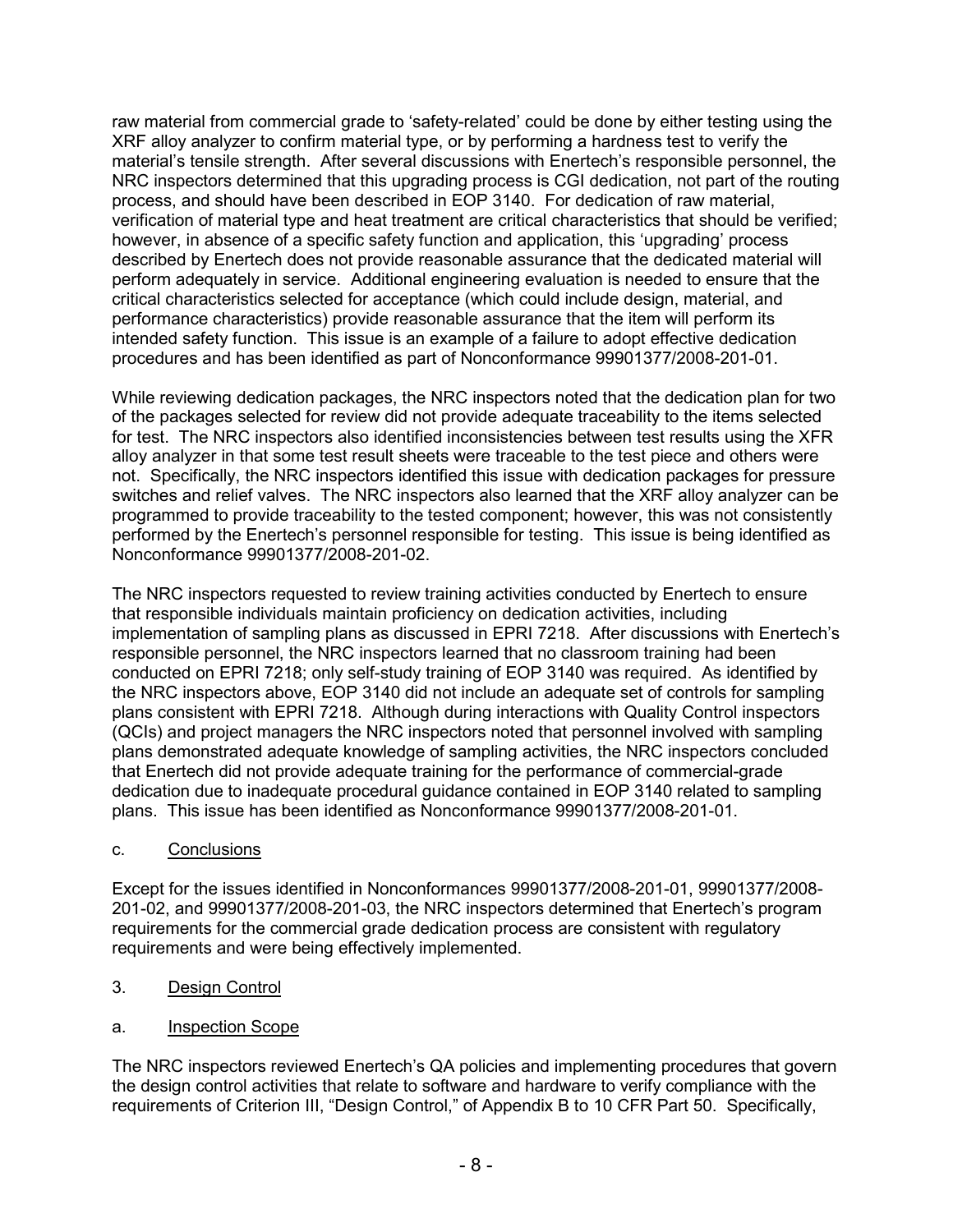raw material from commercial grade to 'safety-related' could be done by either testing using the XRF alloy analyzer to confirm material type, or by performing a hardness test to verify the material's tensile strength. After several discussions with Enertech's responsible personnel, the NRC inspectors determined that this upgrading process is CGI dedication, not part of the routing process, and should have been described in EOP 3140. For dedication of raw material, verification of material type and heat treatment are critical characteristics that should be verified; however, in absence of a specific safety function and application, this 'upgrading' process described by Enertech does not provide reasonable assurance that the dedicated material will perform adequately in service. Additional engineering evaluation is needed to ensure that the critical characteristics selected for acceptance (which could include design, material, and performance characteristics) provide reasonable assurance that the item will perform its intended safety function. This issue is an example of a failure to adopt effective dedication procedures and has been identified as part of Nonconformance 99901377/2008-201-01.

While reviewing dedication packages, the NRC inspectors noted that the dedication plan for two of the packages selected for review did not provide adequate traceability to the items selected for test. The NRC inspectors also identified inconsistencies between test results using the XFR alloy analyzer in that some test result sheets were traceable to the test piece and others were not. Specifically, the NRC inspectors identified this issue with dedication packages for pressure switches and relief valves. The NRC inspectors also learned that the XRF alloy analyzer can be programmed to provide traceability to the tested component; however, this was not consistently performed by the Enertech's personnel responsible for testing. This issue is being identified as Nonconformance 99901377/2008-201-02.

The NRC inspectors requested to review training activities conducted by Enertech to ensure that responsible individuals maintain proficiency on dedication activities, including implementation of sampling plans as discussed in EPRI 7218. After discussions with Enertech's responsible personnel, the NRC inspectors learned that no classroom training had been conducted on EPRI 7218; only self-study training of EOP 3140 was required. As identified by the NRC inspectors above, EOP 3140 did not include an adequate set of controls for sampling plans consistent with EPRI 7218. Although during interactions with Quality Control inspectors (QCIs) and project managers the NRC inspectors noted that personnel involved with sampling plans demonstrated adequate knowledge of sampling activities, the NRC inspectors concluded that Enertech did not provide adequate training for the performance of commercial-grade dedication due to inadequate procedural guidance contained in EOP 3140 related to sampling plans. This issue has been identified as Nonconformance 99901377/2008-201-01.

c. Conclusions

Except for the issues identified in Nonconformances 99901377/2008-201-01, 99901377/2008-201-02, and 99901377/2008-201-03, the NRC inspectors determined that Enertech's program requirements for the commercial grade dedication process are consistent with regulatory requirements and were being effectively implemented.

3. Design Control

a. Inspection Scope

The NRC inspectors reviewed Enertech's QA policies and implementing procedures that govern the design control activities that relate to software and hardware to verify compliance with the requirements of Criterion III, "Design Control," of Appendix B to 10 CFR Part 50. Specifically,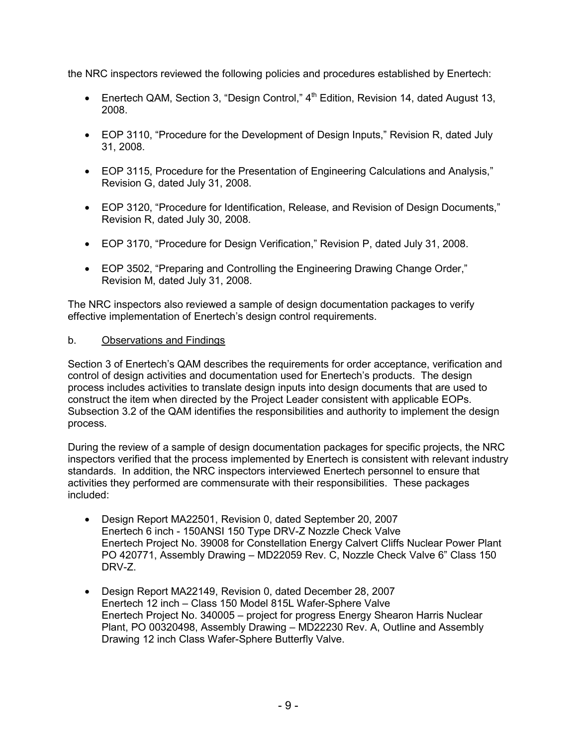the NRC inspectors reviewed the following policies and procedures established by Enertech:

- Enertech QAM, Section 3, "Design Control," 4th Edition, Revision 14, dated August 13, 2008.
- EOP 3110, "Procedure for the Development of Design Inputs," Revision R, dated July 31, 2008.
- EOP 3115, Procedure for the Presentation of Engineering Calculations and Analysis," Revision G, dated July 31, 2008.
- EOP 3120, "Procedure for Identification, Release, and Revision of Design Documents," Revision R, dated July 30, 2008.
- EOP 3170, "Procedure for Design Verification," Revision P, dated July 31, 2008.
- EOP 3502, "Preparing and Controlling the Engineering Drawing Change Order," Revision M, dated July 31, 2008.

The NRC inspectors also reviewed a sample of design documentation packages to verify effective implementation of Enertech's design control requirements.

b. Observations and Findings

Section 3 of Enertech's QAM describes the requirements for order acceptance, verification and control of design activities and documentation used for Enertech's products. The design process includes activities to translate design inputs into design documents that are used to construct the item when directed by the Project Leader consistent with applicable EOPs. Subsection 3.2 of the QAM identifies the responsibilities and authority to implement the design process.

During the review of a sample of design documentation packages for specific projects, the NRC inspectors verified that the process implemented by Enertech is consistent with relevant industry standards. In addition, the NRC inspectors interviewed Enertech personnel to ensure that activities they performed are commensurate with their responsibilities. These packages included:

- Design Report MA22501, Revision 0, dated September 20, 2007
  Enertech 6 inch - 150ANSI 150 Type DRV-Z Nozzle Check Valve
  Enertech Project No. 39008 for Constellation Energy Calvert Cliffs Nuclear Power Plant
  PO 420771, Assembly Drawing – MD22059 Rev. C, Nozzle Check Valve 6" Class 150 DRV-Z.
- Design Report MA22149, Revision 0, dated December 28, 2007
  Enertech 12 inch – Class 150 Model 815L Wafer-Sphere Valve
  Enertech Project No. 340005 – project for progress Energy Shearon Harris Nuclear Plant, PO 00320498, Assembly Drawing – MD22230 Rev. A, Outline and Assembly Drawing 12 inch Class Wafer-Sphere Butterfly Valve.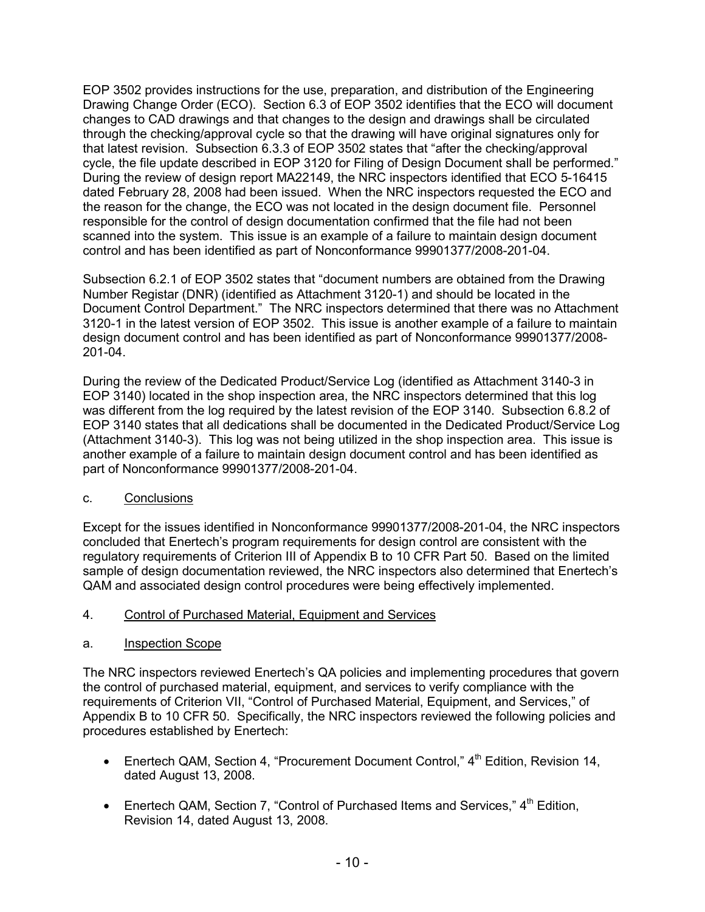EOP 3502 provides instructions for the use, preparation, and distribution of the Engineering Drawing Change Order (ECO). Section 6.3 of EOP 3502 identifies that the ECO will document changes to CAD drawings and that changes to the design and drawings shall be circulated through the checking/approval cycle so that the drawing will have original signatures only for that latest revision. Subsection 6.3.3 of EOP 3502 states that "after the checking/approval cycle, the file update described in EOP 3120 for Filing of Design Document shall be performed." During the review of design report MA22149, the NRC inspectors identified that ECO 5-16415 dated February 28, 2008 had been issued. When the NRC inspectors requested the ECO and the reason for the change, the ECO was not located in the design document file. Personnel responsible for the control of design documentation confirmed that the file had not been scanned into the system. This issue is an example of a failure to maintain design document control and has been identified as part of Nonconformance 99901377/2008-201-04.

Subsection 6.2.1 of EOP 3502 states that "document numbers are obtained from the Drawing Number Registar (DNR) (identified as Attachment 3120-1) and should be located in the Document Control Department." The NRC inspectors determined that there was no Attachment 3120-1 in the latest version of EOP 3502. This issue is another example of a failure to maintain design document control and has been identified as part of Nonconformance 99901377/2008-201-04.

During the review of the Dedicated Product/Service Log (identified as Attachment 3140-3 in EOP 3140) located in the shop inspection area, the NRC inspectors determined that this log was different from the log required by the latest revision of the EOP 3140. Subsection 6.8.2 of EOP 3140 states that all dedications shall be documented in the Dedicated Product/Service Log (Attachment 3140-3). This log was not being utilized in the shop inspection area. This issue is another example of a failure to maintain design document control and has been identified as part of Nonconformance 99901377/2008-201-04.

c. Conclusions

Except for the issues identified in Nonconformance 99901377/2008-201-04, the NRC inspectors concluded that Enertech's program requirements for design control are consistent with the regulatory requirements of Criterion III of Appendix B to 10 CFR Part 50. Based on the limited sample of design documentation reviewed, the NRC inspectors also determined that Enertech's QAM and associated design control procedures were being effectively implemented.

## 4. Control of Purchased Material, Equipment and Services

a. Inspection Scope

The NRC inspectors reviewed Enertech's QA policies and implementing procedures that govern the control of purchased material, equipment, and services to verify compliance with the requirements of Criterion VII, "Control of Purchased Material, Equipment, and Services," of Appendix B to 10 CFR 50. Specifically, the NRC inspectors reviewed the following policies and procedures established by Enertech:

- Enertech QAM, Section 4, "Procurement Document Control," 4th Edition, Revision 14, dated August 13, 2008.
- Enertech QAM, Section 7, "Control of Purchased Items and Services," 4th Edition, Revision 14, dated August 13, 2008.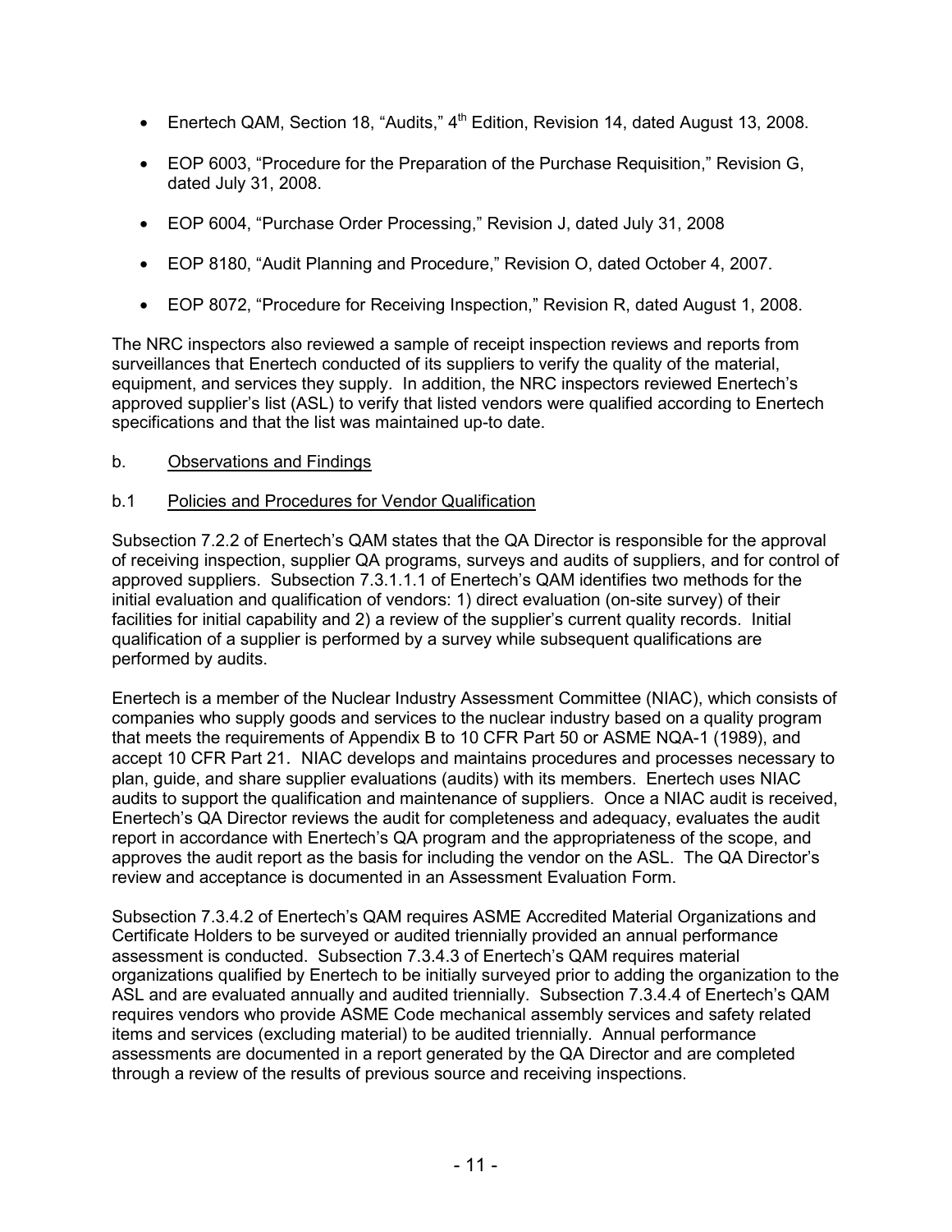- Enertech QAM, Section 18, "Audits," 4th Edition, Revision 14, dated August 13, 2008.

- EOP 6003, "Procedure for the Preparation of the Purchase Requisition," Revision G, dated July 31, 2008.

- EOP 6004, "Purchase Order Processing," Revision J, dated July 31, 2008

- EOP 8180, "Audit Planning and Procedure," Revision O, dated October 4, 2007.

- EOP 8072, "Procedure for Receiving Inspection," Revision R, dated August 1, 2008.

The NRC inspectors also reviewed a sample of receipt inspection reviews and reports from surveillances that Enertech conducted of its suppliers to verify the quality of the material, equipment, and services they supply. In addition, the NRC inspectors reviewed Enertech's approved supplier's list (ASL) to verify that listed vendors were qualified according to Enertech specifications and that the list was maintained up-to date.

b. Observations and Findings

b.1 Policies and Procedures for Vendor Qualification

Subsection 7.2.2 of Enertech's QAM states that the QA Director is responsible for the approval of receiving inspection, supplier QA programs, surveys and audits of suppliers, and for control of approved suppliers. Subsection 7.3.1.1.1 of Enertech's QAM identifies two methods for the initial evaluation and qualification of vendors: 1) direct evaluation (on-site survey) of their facilities for initial capability and 2) a review of the supplier's current quality records. Initial qualification of a supplier is performed by a survey while subsequent qualifications are performed by audits.

Enertech is a member of the Nuclear Industry Assessment Committee (NIAC), which consists of companies who supply goods and services to the nuclear industry based on a quality program that meets the requirements of Appendix B to 10 CFR Part 50 or ASME NQA-1 (1989), and accept 10 CFR Part 21. NIAC develops and maintains procedures and processes necessary to plan, guide, and share supplier evaluations (audits) with its members. Enertech uses NIAC audits to support the qualification and maintenance of suppliers. Once a NIAC audit is received, Enertech's QA Director reviews the audit for completeness and adequacy, evaluates the audit report in accordance with Enertech's QA program and the appropriateness of the scope, and approves the audit report as the basis for including the vendor on the ASL. The QA Director's review and acceptance is documented in an Assessment Evaluation Form.

Subsection 7.3.4.2 of Enertech's QAM requires ASME Accredited Material Organizations and Certificate Holders to be surveyed or audited triennially provided an annual performance assessment is conducted. Subsection 7.3.4.3 of Enertech's QAM requires material organizations qualified by Enertech to be initially surveyed prior to adding the organization to the ASL and are evaluated annually and audited triennially. Subsection 7.3.4.4 of Enertech's QAM requires vendors who provide ASME Code mechanical assembly services and safety related items and services (excluding material) to be audited triennially. Annual performance assessments are documented in a report generated by the QA Director and are completed through a review of the results of previous source and receiving inspections.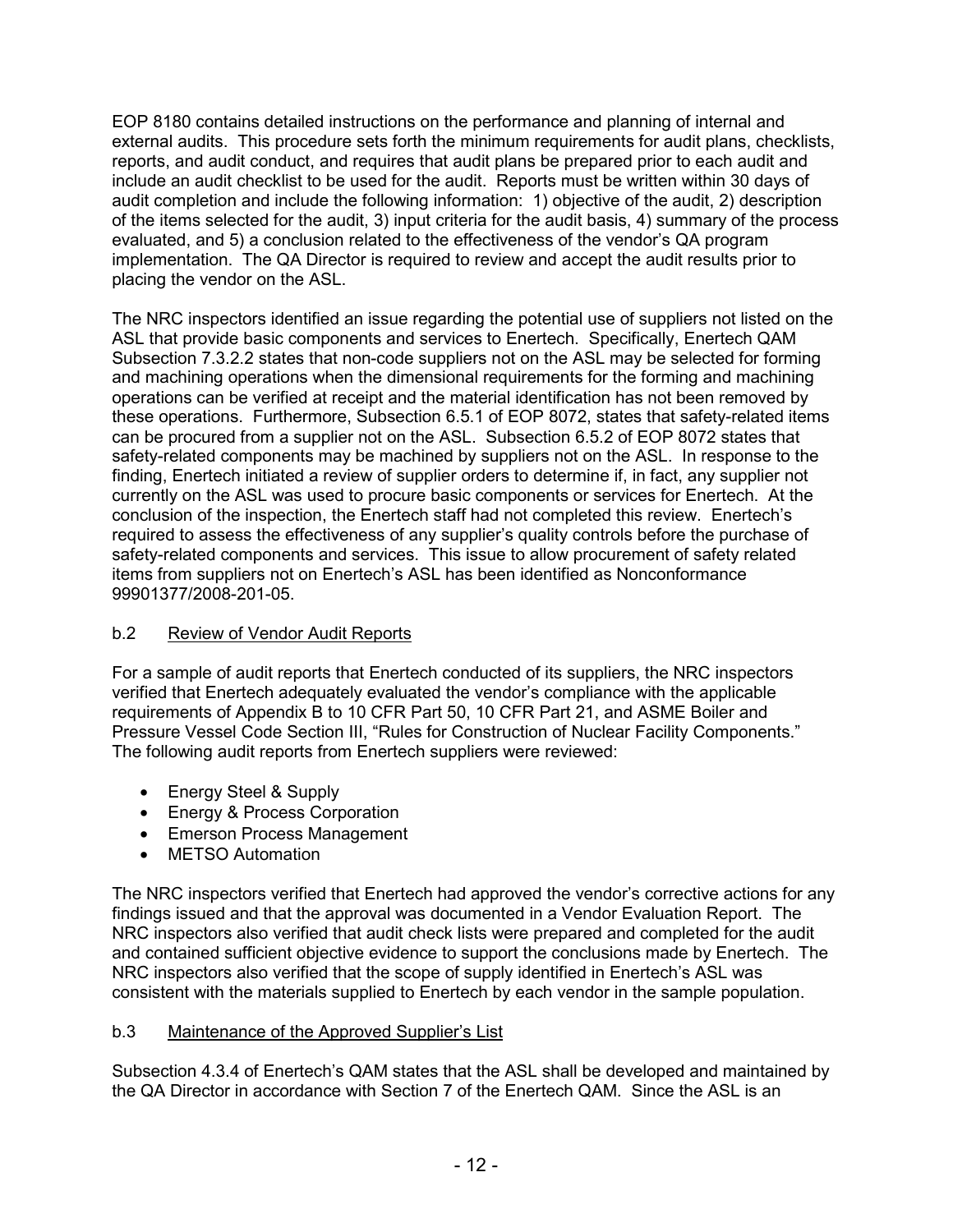EOP 8180 contains detailed instructions on the performance and planning of internal and external audits. This procedure sets forth the minimum requirements for audit plans, checklists, reports, and audit conduct, and requires that audit plans be prepared prior to each audit and include an audit checklist to be used for the audit. Reports must be written within 30 days of audit completion and include the following information: 1) objective of the audit, 2) description of the items selected for the audit, 3) input criteria for the audit basis, 4) summary of the process evaluated, and 5) a conclusion related to the effectiveness of the vendor's QA program implementation. The QA Director is required to review and accept the audit results prior to placing the vendor on the ASL.

The NRC inspectors identified an issue regarding the potential use of suppliers not listed on the ASL that provide basic components and services to Enertech. Specifically, Enertech QAM Subsection 7.3.2.2 states that non-code suppliers not on the ASL may be selected for forming and machining operations when the dimensional requirements for the forming and machining operations can be verified at receipt and the material identification has not been removed by these operations. Furthermore, Subsection 6.5.1 of EOP 8072, states that safety-related items can be procured from a supplier not on the ASL. Subsection 6.5.2 of EOP 8072 states that safety-related components may be machined by suppliers not on the ASL. In response to the finding, Enertech initiated a review of supplier orders to determine if, in fact, any supplier not currently on the ASL was used to procure basic components or services for Enertech. At the conclusion of the inspection, the Enertech staff had not completed this review. Enertech's required to assess the effectiveness of any supplier's quality controls before the purchase of safety-related components and services. This issue to allow procurement of safety related items from suppliers not on Enertech's ASL has been identified as Nonconformance 99901377/2008-201-05.

b.2 Review of Vendor Audit Reports

For a sample of audit reports that Enertech conducted of its suppliers, the NRC inspectors verified that Enertech adequately evaluated the vendor's compliance with the applicable requirements of Appendix B to 10 CFR Part 50, 10 CFR Part 21, and ASME Boiler and Pressure Vessel Code Section III, "Rules for Construction of Nuclear Facility Components." The following audit reports from Enertech suppliers were reviewed:

- Energy Steel & Supply
- Energy & Process Corporation
- Emerson Process Management
- METSO Automation

The NRC inspectors verified that Enertech had approved the vendor's corrective actions for any findings issued and that the approval was documented in a Vendor Evaluation Report. The NRC inspectors also verified that audit check lists were prepared and completed for the audit and contained sufficient objective evidence to support the conclusions made by Enertech. The NRC inspectors also verified that the scope of supply identified in Enertech's ASL was consistent with the materials supplied to Enertech by each vendor in the sample population.

b.3 Maintenance of the Approved Supplier's List

Subsection 4.3.4 of Enertech's QAM states that the ASL shall be developed and maintained by the QA Director in accordance with Section 7 of the Enertech QAM. Since the ASL is an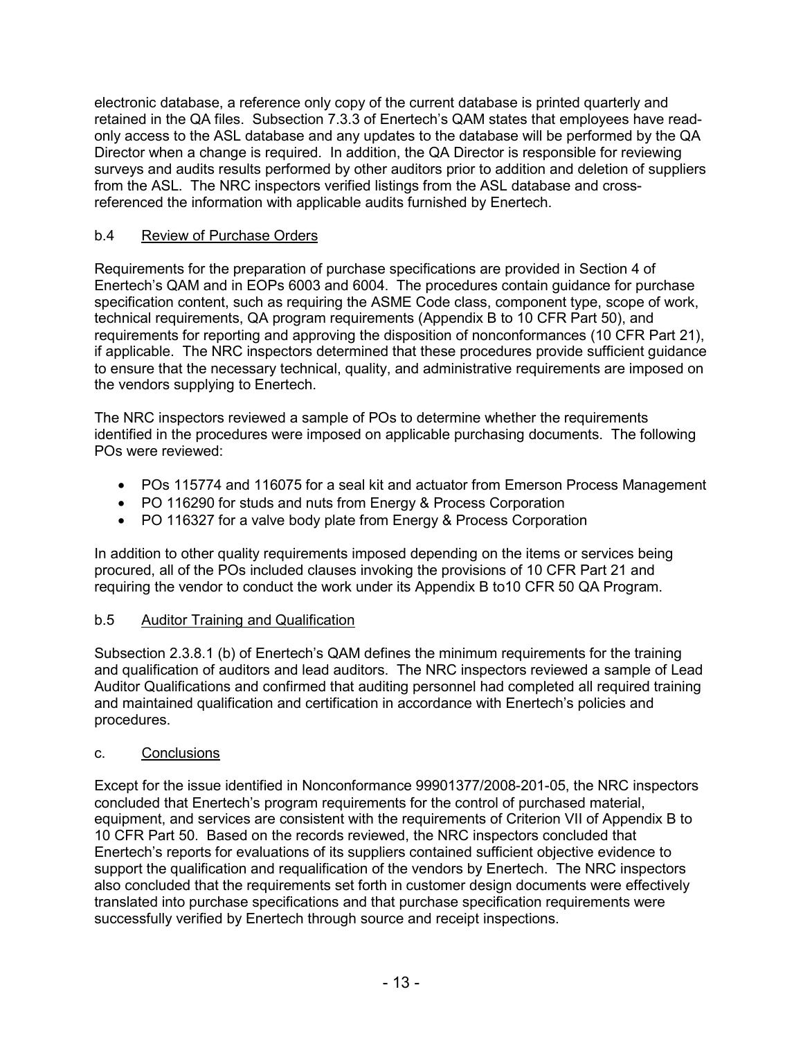electronic database, a reference only copy of the current database is printed quarterly and retained in the QA files. Subsection 7.3.3 of Enertech's QAM states that employees have read-only access to the ASL database and any updates to the database will be performed by the QA Director when a change is required. In addition, the QA Director is responsible for reviewing surveys and audits results performed by other auditors prior to addition and deletion of suppliers from the ASL. The NRC inspectors verified listings from the ASL database and cross-referenced the information with applicable audits furnished by Enertech.

### b.4 Review of Purchase Orders

Requirements for the preparation of purchase specifications are provided in Section 4 of Enertech's QAM and in EOPs 6003 and 6004. The procedures contain guidance for purchase specification content, such as requiring the ASME Code class, component type, scope of work, technical requirements, QA program requirements (Appendix B to 10 CFR Part 50), and requirements for reporting and approving the disposition of nonconformances (10 CFR Part 21), if applicable. The NRC inspectors determined that these procedures provide sufficient guidance to ensure that the necessary technical, quality, and administrative requirements are imposed on the vendors supplying to Enertech.

The NRC inspectors reviewed a sample of POs to determine whether the requirements identified in the procedures were imposed on applicable purchasing documents. The following POs were reviewed:

- POs 115774 and 116075 for a seal kit and actuator from Emerson Process Management
- PO 116290 for studs and nuts from Energy & Process Corporation
- PO 116327 for a valve body plate from Energy & Process Corporation

In addition to other quality requirements imposed depending on the items or services being procured, all of the POs included clauses invoking the provisions of 10 CFR Part 21 and requiring the vendor to conduct the work under its Appendix B to10 CFR 50 QA Program.

### b.5 Auditor Training and Qualification

Subsection 2.3.8.1 (b) of Enertech's QAM defines the minimum requirements for the training and qualification of auditors and lead auditors. The NRC inspectors reviewed a sample of Lead Auditor Qualifications and confirmed that auditing personnel had completed all required training and maintained qualification and certification in accordance with Enertech's policies and procedures.

## c. Conclusions

Except for the issue identified in Nonconformance 99901377/2008-201-05, the NRC inspectors concluded that Enertech's program requirements for the control of purchased material, equipment, and services are consistent with the requirements of Criterion VII of Appendix B to 10 CFR Part 50. Based on the records reviewed, the NRC inspectors concluded that Enertech's reports for evaluations of its suppliers contained sufficient objective evidence to support the qualification and requalification of the vendors by Enertech. The NRC inspectors also concluded that the requirements set forth in customer design documents were effectively translated into purchase specifications and that purchase specification requirements were successfully verified by Enertech through source and receipt inspections.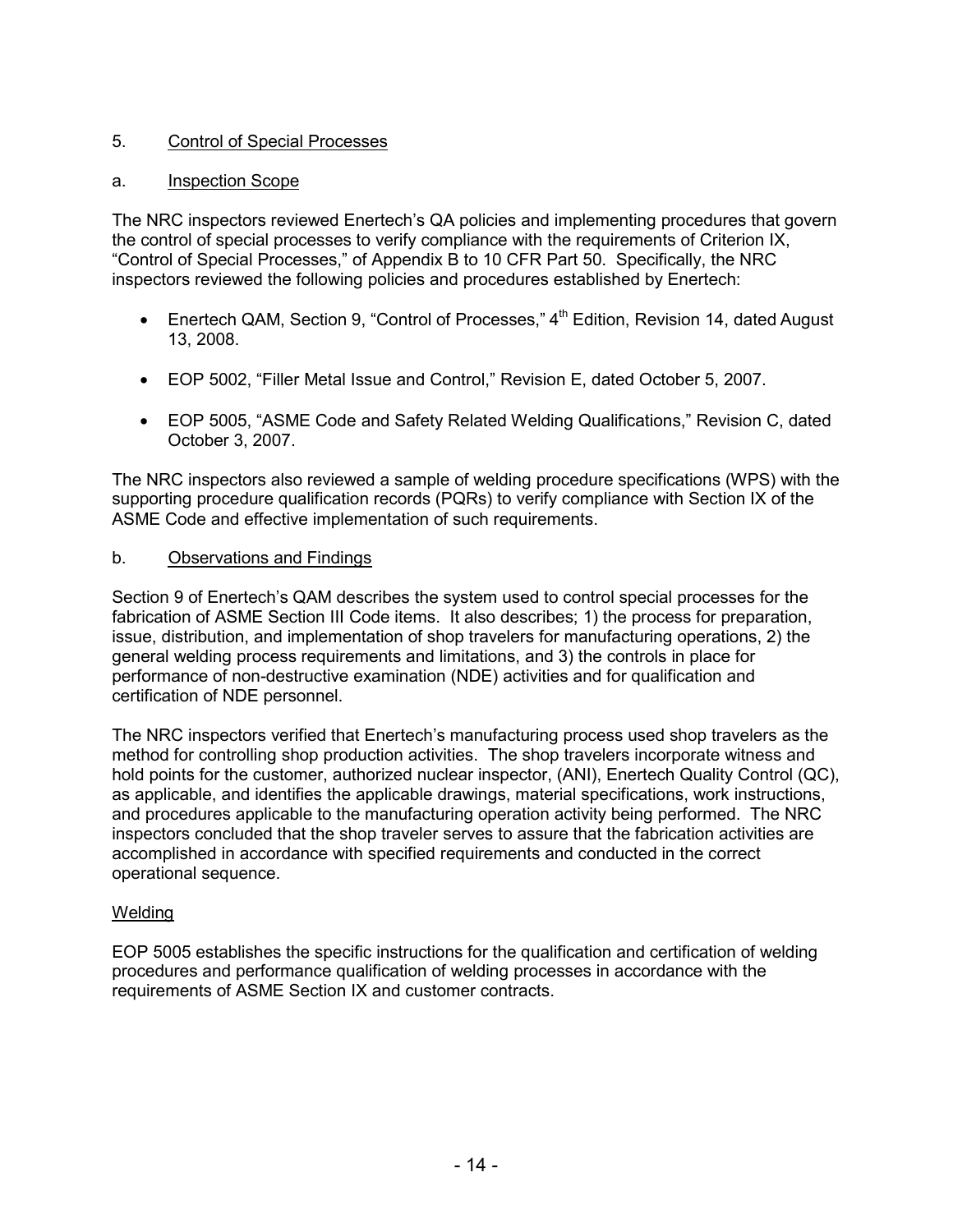5. Control of Special Processes

a. Inspection Scope

The NRC inspectors reviewed Enertech's QA policies and implementing procedures that govern the control of special processes to verify compliance with the requirements of Criterion IX, "Control of Special Processes," of Appendix B to 10 CFR Part 50. Specifically, the NRC inspectors reviewed the following policies and procedures established by Enertech:

- Enertech QAM, Section 9, "Control of Processes," 4th Edition, Revision 14, dated August 13, 2008.
- EOP 5002, "Filler Metal Issue and Control," Revision E, dated October 5, 2007.
- EOP 5005, "ASME Code and Safety Related Welding Qualifications," Revision C, dated October 3, 2007.

The NRC inspectors also reviewed a sample of welding procedure specifications (WPS) with the supporting procedure qualification records (PQRs) to verify compliance with Section IX of the ASME Code and effective implementation of such requirements.

b. Observations and Findings

Section 9 of Enertech's QAM describes the system used to control special processes for the fabrication of ASME Section III Code items. It also describes; 1) the process for preparation, issue, distribution, and implementation of shop travelers for manufacturing operations, 2) the general welding process requirements and limitations, and 3) the controls in place for performance of non-destructive examination (NDE) activities and for qualification and certification of NDE personnel.

The NRC inspectors verified that Enertech's manufacturing process used shop travelers as the method for controlling shop production activities. The shop travelers incorporate witness and hold points for the customer, authorized nuclear inspector, (ANI), Enertech Quality Control (QC), as applicable, and identifies the applicable drawings, material specifications, work instructions, and procedures applicable to the manufacturing operation activity being performed. The NRC inspectors concluded that the shop traveler serves to assure that the fabrication activities are accomplished in accordance with specified requirements and conducted in the correct operational sequence.

Welding

EOP 5005 establishes the specific instructions for the qualification and certification of welding procedures and performance qualification of welding processes in accordance with the requirements of ASME Section IX and customer contracts.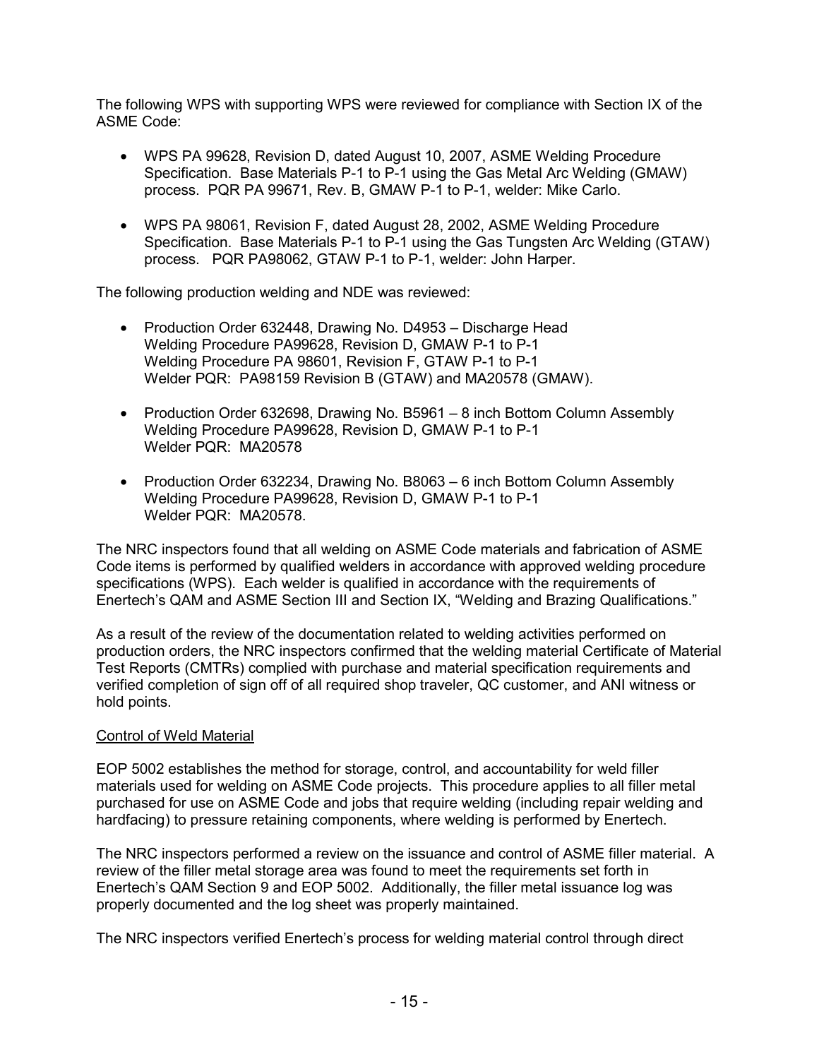The following WPS with supporting WPS were reviewed for compliance with Section IX of the ASME Code:

- WPS PA 99628, Revision D, dated August 10, 2007, ASME Welding Procedure Specification. Base Materials P-1 to P-1 using the Gas Metal Arc Welding (GMAW) process. PQR PA 99671, Rev. B, GMAW P-1 to P-1, welder: Mike Carlo.

- WPS PA 98061, Revision F, dated August 28, 2002, ASME Welding Procedure Specification. Base Materials P-1 to P-1 using the Gas Tungsten Arc Welding (GTAW) process. PQR PA98062, GTAW P-1 to P-1, welder: John Harper.

The following production welding and NDE was reviewed:

- Production Order 632448, Drawing No. D4953 – Discharge Head
  Welding Procedure PA99628, Revision D, GMAW P-1 to P-1
  Welding Procedure PA 98601, Revision F, GTAW P-1 to P-1
  Welder PQR: PA98159 Revision B (GTAW) and MA20578 (GMAW).

- Production Order 632698, Drawing No. B5961 – 8 inch Bottom Column Assembly
  Welding Procedure PA99628, Revision D, GMAW P-1 to P-1
  Welder PQR: MA20578

- Production Order 632234, Drawing No. B8063 – 6 inch Bottom Column Assembly
  Welding Procedure PA99628, Revision D, GMAW P-1 to P-1
  Welder PQR: MA20578.

The NRC inspectors found that all welding on ASME Code materials and fabrication of ASME Code items is performed by qualified welders in accordance with approved welding procedure specifications (WPS). Each welder is qualified in accordance with the requirements of Enertech's QAM and ASME Section III and Section IX, "Welding and Brazing Qualifications."

As a result of the review of the documentation related to welding activities performed on production orders, the NRC inspectors confirmed that the welding material Certificate of Material Test Reports (CMTRs) complied with purchase and material specification requirements and verified completion of sign off of all required shop traveler, QC customer, and ANI witness or hold points.

Control of Weld Material

EOP 5002 establishes the method for storage, control, and accountability for weld filler materials used for welding on ASME Code projects. This procedure applies to all filler metal purchased for use on ASME Code and jobs that require welding (including repair welding and hardfacing) to pressure retaining components, where welding is performed by Enertech.

The NRC inspectors performed a review on the issuance and control of ASME filler material. A review of the filler metal storage area was found to meet the requirements set forth in Enertech's QAM Section 9 and EOP 5002. Additionally, the filler metal issuance log was properly documented and the log sheet was properly maintained.

The NRC inspectors verified Enertech's process for welding material control through direct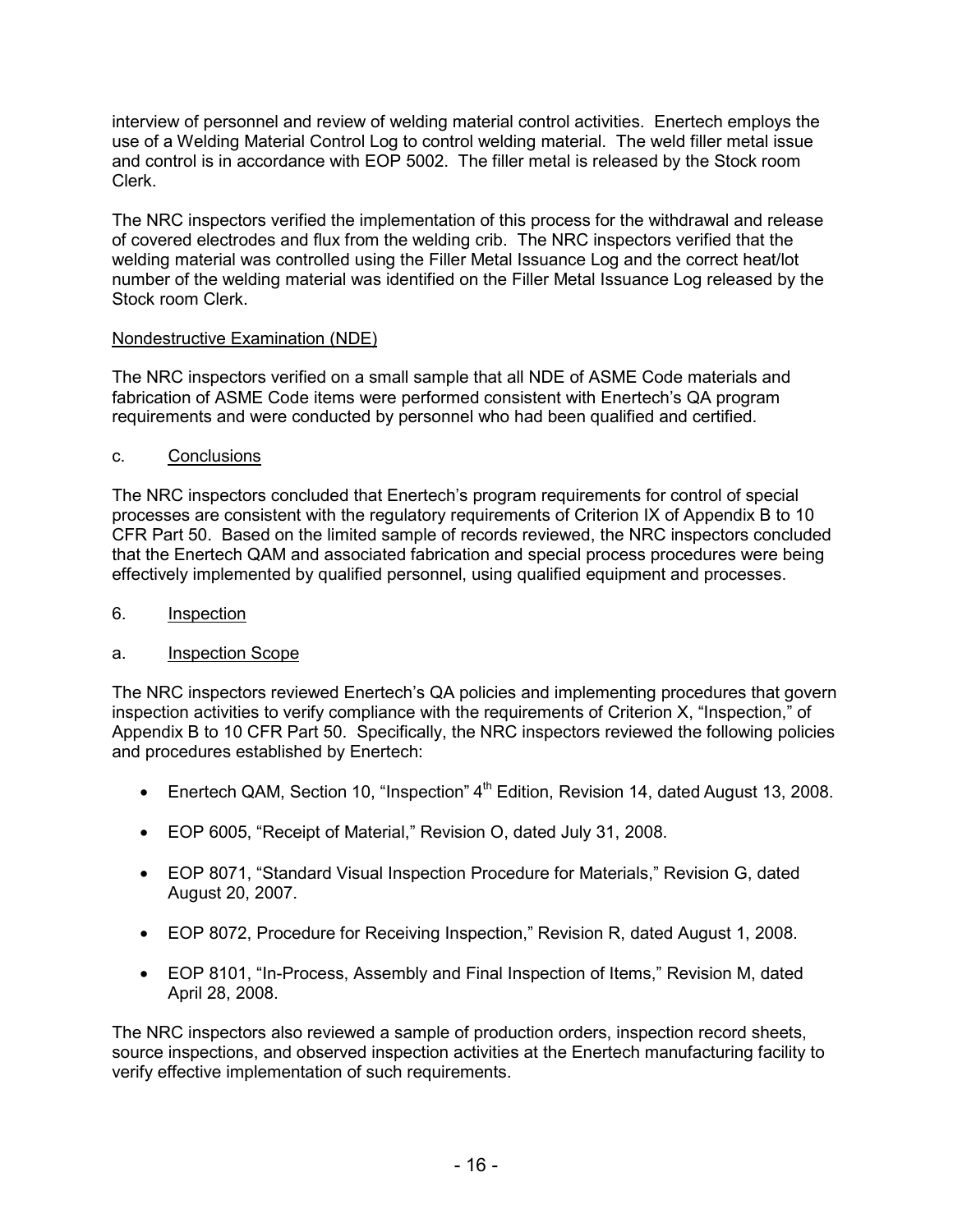interview of personnel and review of welding material control activities. Enertech employs the use of a Welding Material Control Log to control welding material. The weld filler metal issue and control is in accordance with EOP 5002. The filler metal is released by the Stock room Clerk.

The NRC inspectors verified the implementation of this process for the withdrawal and release of covered electrodes and flux from the welding crib. The NRC inspectors verified that the welding material was controlled using the Filler Metal Issuance Log and the correct heat/lot number of the welding material was identified on the Filler Metal Issuance Log released by the Stock room Clerk.

Nondestructive Examination (NDE)

The NRC inspectors verified on a small sample that all NDE of ASME Code materials and fabrication of ASME Code items were performed consistent with Enertech's QA program requirements and were conducted by personnel who had been qualified and certified.

c. Conclusions

The NRC inspectors concluded that Enertech's program requirements for control of special processes are consistent with the regulatory requirements of Criterion IX of Appendix B to 10 CFR Part 50. Based on the limited sample of records reviewed, the NRC inspectors concluded that the Enertech QAM and associated fabrication and special process procedures were being effectively implemented by qualified personnel, using qualified equipment and processes.

6. Inspection

a. Inspection Scope

The NRC inspectors reviewed Enertech's QA policies and implementing procedures that govern inspection activities to verify compliance with the requirements of Criterion X, "Inspection," of Appendix B to 10 CFR Part 50. Specifically, the NRC inspectors reviewed the following policies and procedures established by Enertech:

- Enertech QAM, Section 10, "Inspection" 4th Edition, Revision 14, dated August 13, 2008.
- EOP 6005, "Receipt of Material," Revision O, dated July 31, 2008.
- EOP 8071, "Standard Visual Inspection Procedure for Materials," Revision G, dated August 20, 2007.
- EOP 8072, Procedure for Receiving Inspection," Revision R, dated August 1, 2008.
- EOP 8101, "In-Process, Assembly and Final Inspection of Items," Revision M, dated April 28, 2008.

The NRC inspectors also reviewed a sample of production orders, inspection record sheets, source inspections, and observed inspection activities at the Enertech manufacturing facility to verify effective implementation of such requirements.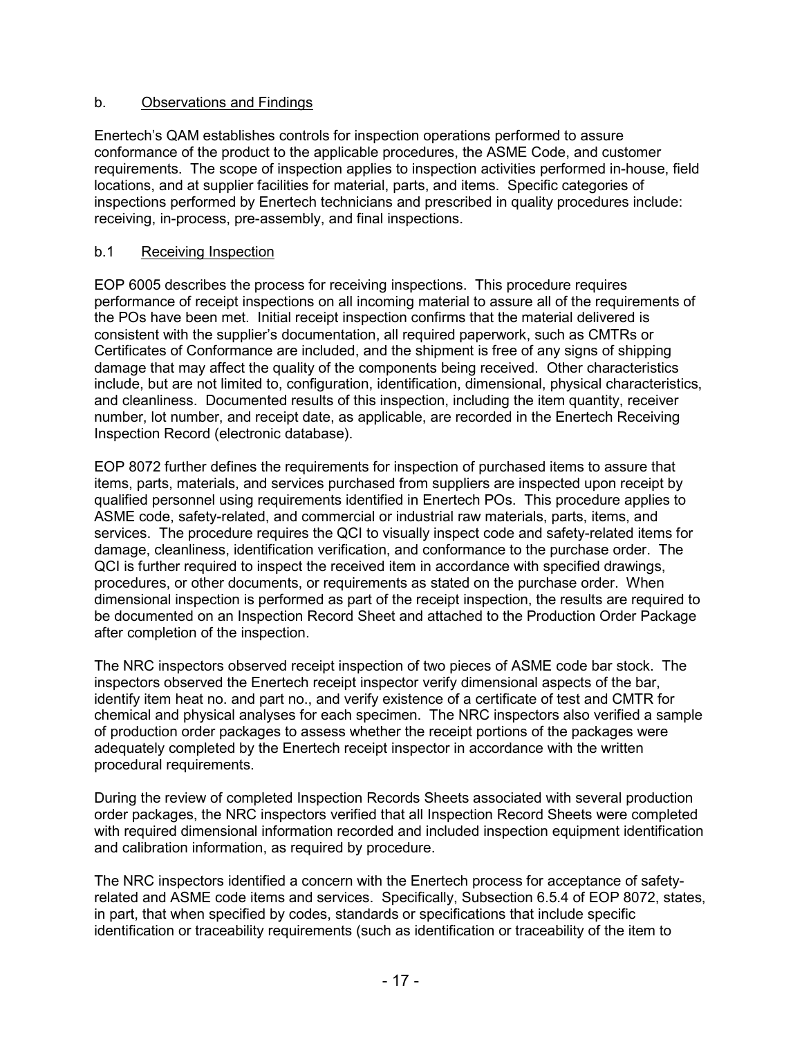## b. Observations and Findings

Enertech's QAM establishes controls for inspection operations performed to assure conformance of the product to the applicable procedures, the ASME Code, and customer requirements. The scope of inspection applies to inspection activities performed in-house, field locations, and at supplier facilities for material, parts, and items. Specific categories of inspections performed by Enertech technicians and prescribed in quality procedures include: receiving, in-process, pre-assembly, and final inspections.

### b.1 Receiving Inspection

EOP 6005 describes the process for receiving inspections. This procedure requires performance of receipt inspections on all incoming material to assure all of the requirements of the POs have been met. Initial receipt inspection confirms that the material delivered is consistent with the supplier's documentation, all required paperwork, such as CMTRs or Certificates of Conformance are included, and the shipment is free of any signs of shipping damage that may affect the quality of the components being received. Other characteristics include, but are not limited to, configuration, identification, dimensional, physical characteristics, and cleanliness. Documented results of this inspection, including the item quantity, receiver number, lot number, and receipt date, as applicable, are recorded in the Enertech Receiving Inspection Record (electronic database).

EOP 8072 further defines the requirements for inspection of purchased items to assure that items, parts, materials, and services purchased from suppliers are inspected upon receipt by qualified personnel using requirements identified in Enertech POs. This procedure applies to ASME code, safety-related, and commercial or industrial raw materials, parts, items, and services. The procedure requires the QCI to visually inspect code and safety-related items for damage, cleanliness, identification verification, and conformance to the purchase order. The QCI is further required to inspect the received item in accordance with specified drawings, procedures, or other documents, or requirements as stated on the purchase order. When dimensional inspection is performed as part of the receipt inspection, the results are required to be documented on an Inspection Record Sheet and attached to the Production Order Package after completion of the inspection.

The NRC inspectors observed receipt inspection of two pieces of ASME code bar stock. The inspectors observed the Enertech receipt inspector verify dimensional aspects of the bar, identify item heat no. and part no., and verify existence of a certificate of test and CMTR for chemical and physical analyses for each specimen. The NRC inspectors also verified a sample of production order packages to assess whether the receipt portions of the packages were adequately completed by the Enertech receipt inspector in accordance with the written procedural requirements.

During the review of completed Inspection Records Sheets associated with several production order packages, the NRC inspectors verified that all Inspection Record Sheets were completed with required dimensional information recorded and included inspection equipment identification and calibration information, as required by procedure.

The NRC inspectors identified a concern with the Enertech process for acceptance of safety-related and ASME code items and services. Specifically, Subsection 6.5.4 of EOP 8072, states, in part, that when specified by codes, standards or specifications that include specific identification or traceability requirements (such as identification or traceability of the item to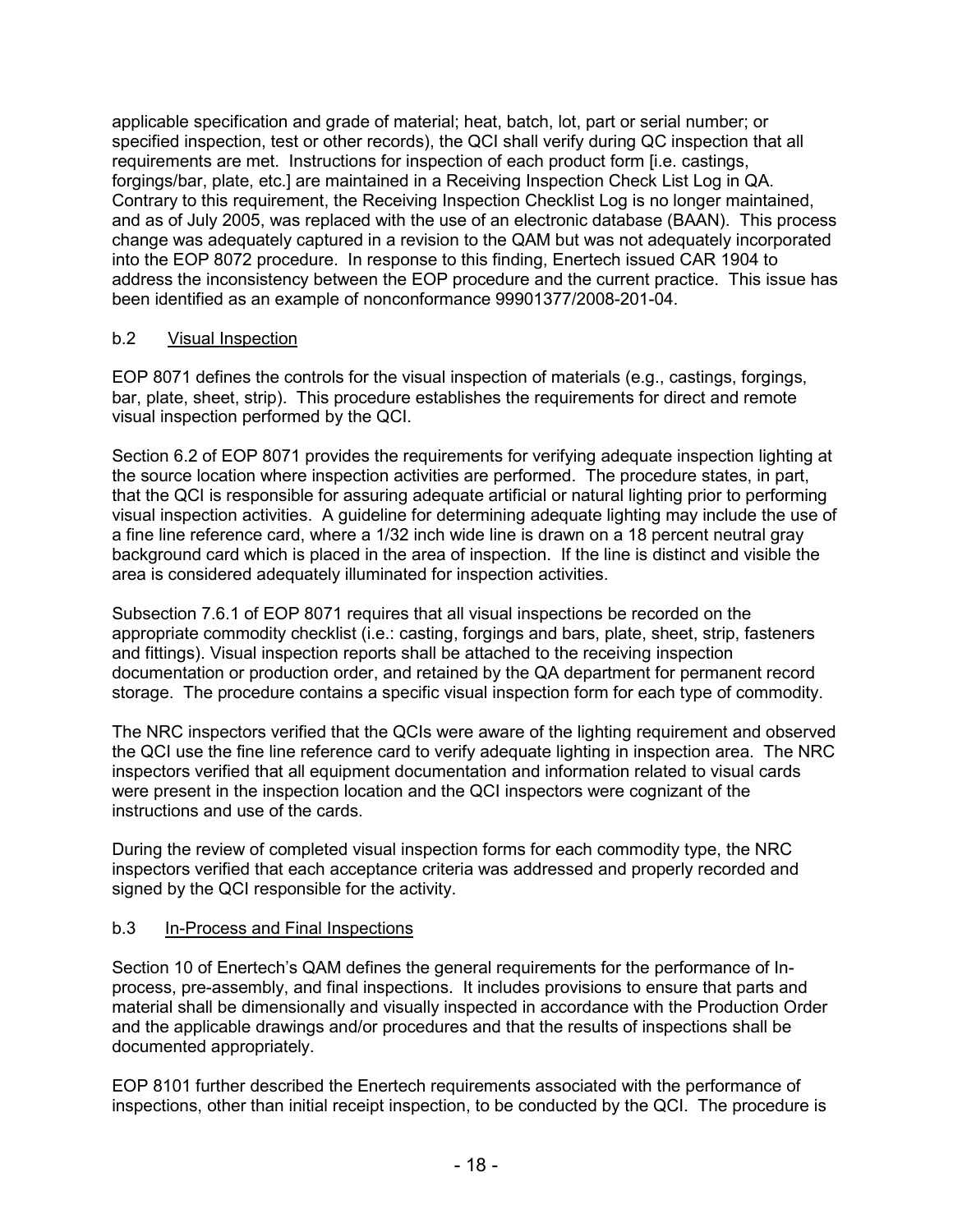applicable specification and grade of material; heat, batch, lot, part or serial number; or specified inspection, test or other records), the QCI shall verify during QC inspection that all requirements are met. Instructions for inspection of each product form [i.e. castings, forgings/bar, plate, etc.] are maintained in a Receiving Inspection Check List Log in QA. Contrary to this requirement, the Receiving Inspection Checklist Log is no longer maintained, and as of July 2005, was replaced with the use of an electronic database (BAAN). This process change was adequately captured in a revision to the QAM but was not adequately incorporated into the EOP 8072 procedure. In response to this finding, Enertech issued CAR 1904 to address the inconsistency between the EOP procedure and the current practice. This issue has been identified as an example of nonconformance 99901377/2008-201-04.

### b.2 Visual Inspection

EOP 8071 defines the controls for the visual inspection of materials (e.g., castings, forgings, bar, plate, sheet, strip). This procedure establishes the requirements for direct and remote visual inspection performed by the QCI.

Section 6.2 of EOP 8071 provides the requirements for verifying adequate inspection lighting at the source location where inspection activities are performed. The procedure states, in part, that the QCI is responsible for assuring adequate artificial or natural lighting prior to performing visual inspection activities. A guideline for determining adequate lighting may include the use of a fine line reference card, where a 1/32 inch wide line is drawn on a 18 percent neutral gray background card which is placed in the area of inspection. If the line is distinct and visible the area is considered adequately illuminated for inspection activities.

Subsection 7.6.1 of EOP 8071 requires that all visual inspections be recorded on the appropriate commodity checklist (i.e.: casting, forgings and bars, plate, sheet, strip, fasteners and fittings). Visual inspection reports shall be attached to the receiving inspection documentation or production order, and retained by the QA department for permanent record storage. The procedure contains a specific visual inspection form for each type of commodity.

The NRC inspectors verified that the QCIs were aware of the lighting requirement and observed the QCI use the fine line reference card to verify adequate lighting in inspection area. The NRC inspectors verified that all equipment documentation and information related to visual cards were present in the inspection location and the QCI inspectors were cognizant of the instructions and use of the cards.

During the review of completed visual inspection forms for each commodity type, the NRC inspectors verified that each acceptance criteria was addressed and properly recorded and signed by the QCI responsible for the activity.

### b.3 In-Process and Final Inspections

Section 10 of Enertech's QAM defines the general requirements for the performance of In-process, pre-assembly, and final inspections. It includes provisions to ensure that parts and material shall be dimensionally and visually inspected in accordance with the Production Order and the applicable drawings and/or procedures and that the results of inspections shall be documented appropriately.

EOP 8101 further described the Enertech requirements associated with the performance of inspections, other than initial receipt inspection, to be conducted by the QCI. The procedure is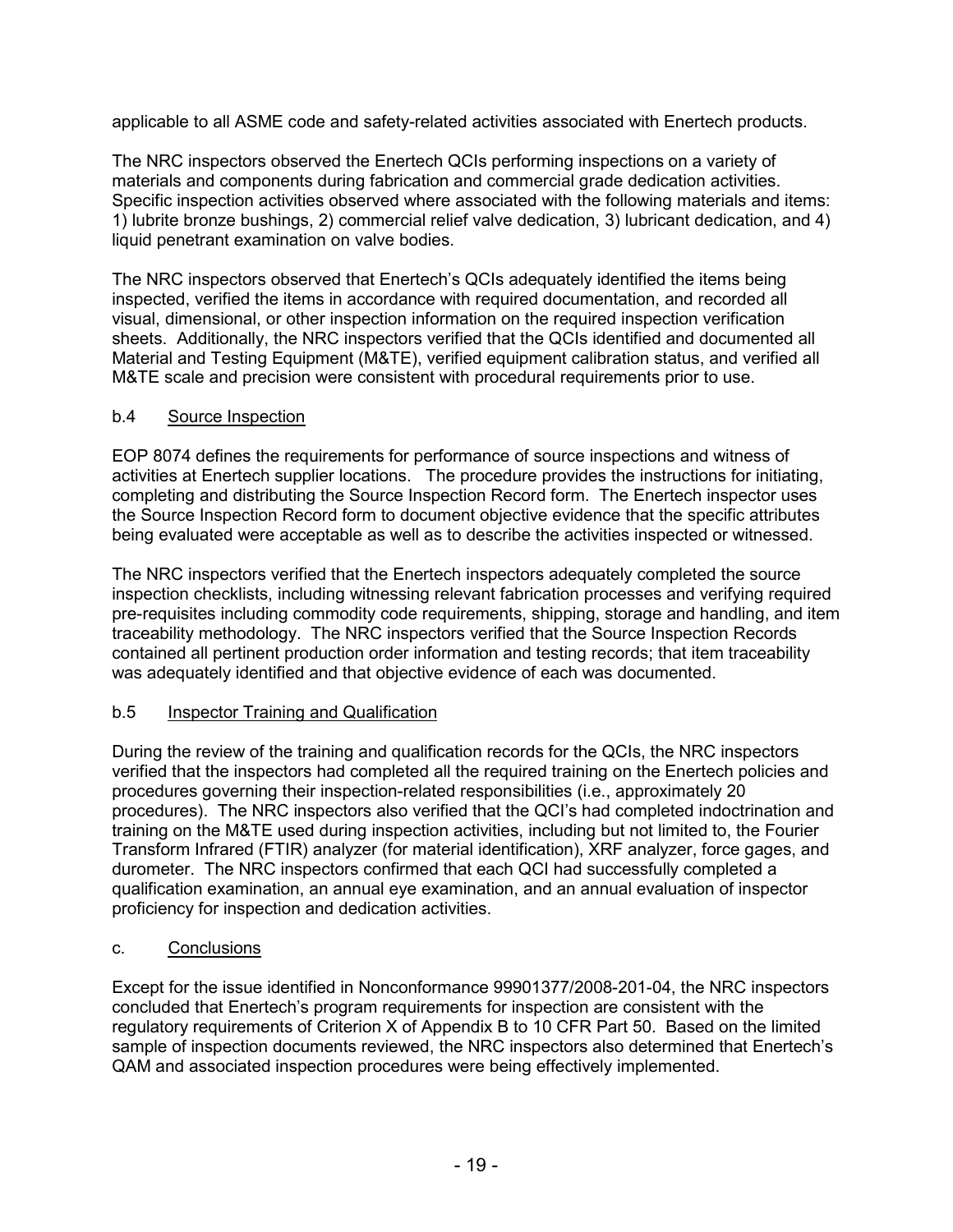applicable to all ASME code and safety-related activities associated with Enertech products.

The NRC inspectors observed the Enertech QCIs performing inspections on a variety of materials and components during fabrication and commercial grade dedication activities. Specific inspection activities observed where associated with the following materials and items: 1) lubrite bronze bushings, 2) commercial relief valve dedication, 3) lubricant dedication, and 4) liquid penetrant examination on valve bodies.

The NRC inspectors observed that Enertech's QCIs adequately identified the items being inspected, verified the items in accordance with required documentation, and recorded all visual, dimensional, or other inspection information on the required inspection verification sheets. Additionally, the NRC inspectors verified that the QCIs identified and documented all Material and Testing Equipment (M&TE), verified equipment calibration status, and verified all M&TE scale and precision were consistent with procedural requirements prior to use.

### b.4 Source Inspection

EOP 8074 defines the requirements for performance of source inspections and witness of activities at Enertech supplier locations. The procedure provides the instructions for initiating, completing and distributing the Source Inspection Record form. The Enertech inspector uses the Source Inspection Record form to document objective evidence that the specific attributes being evaluated were acceptable as well as to describe the activities inspected or witnessed.

The NRC inspectors verified that the Enertech inspectors adequately completed the source inspection checklists, including witnessing relevant fabrication processes and verifying required pre-requisites including commodity code requirements, shipping, storage and handling, and item traceability methodology. The NRC inspectors verified that the Source Inspection Records contained all pertinent production order information and testing records; that item traceability was adequately identified and that objective evidence of each was documented.

### b.5 Inspector Training and Qualification

During the review of the training and qualification records for the QCIs, the NRC inspectors verified that the inspectors had completed all the required training on the Enertech policies and procedures governing their inspection-related responsibilities (i.e., approximately 20 procedures). The NRC inspectors also verified that the QCI's had completed indoctrination and training on the M&TE used during inspection activities, including but not limited to, the Fourier Transform Infrared (FTIR) analyzer (for material identification), XRF analyzer, force gages, and durometer. The NRC inspectors confirmed that each QCI had successfully completed a qualification examination, an annual eye examination, and an annual evaluation of inspector proficiency for inspection and dedication activities.

## c. Conclusions

Except for the issue identified in Nonconformance 99901377/2008-201-04, the NRC inspectors concluded that Enertech's program requirements for inspection are consistent with the regulatory requirements of Criterion X of Appendix B to 10 CFR Part 50. Based on the limited sample of inspection documents reviewed, the NRC inspectors also determined that Enertech's QAM and associated inspection procedures were being effectively implemented.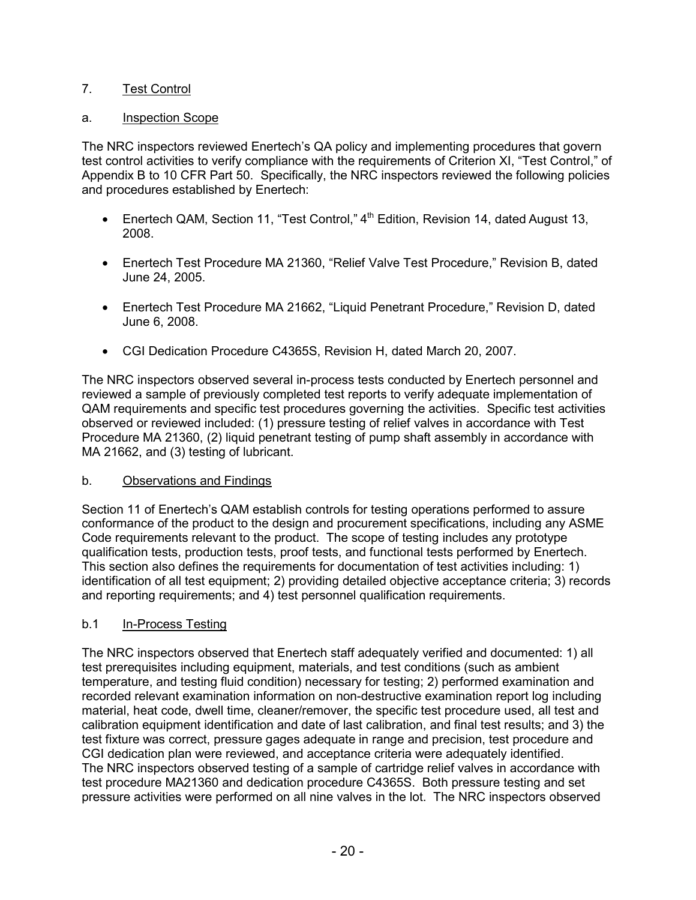## 7. Test Control

### a. Inspection Scope

The NRC inspectors reviewed Enertech's QA policy and implementing procedures that govern test control activities to verify compliance with the requirements of Criterion XI, "Test Control," of Appendix B to 10 CFR Part 50. Specifically, the NRC inspectors reviewed the following policies and procedures established by Enertech:

- Enertech QAM, Section 11, "Test Control," 4th Edition, Revision 14, dated August 13, 2008.
- Enertech Test Procedure MA 21360, "Relief Valve Test Procedure," Revision B, dated June 24, 2005.
- Enertech Test Procedure MA 21662, "Liquid Penetrant Procedure," Revision D, dated June 6, 2008.
- CGI Dedication Procedure C4365S, Revision H, dated March 20, 2007.

The NRC inspectors observed several in-process tests conducted by Enertech personnel and reviewed a sample of previously completed test reports to verify adequate implementation of QAM requirements and specific test procedures governing the activities. Specific test activities observed or reviewed included: (1) pressure testing of relief valves in accordance with Test Procedure MA 21360, (2) liquid penetrant testing of pump shaft assembly in accordance with MA 21662, and (3) testing of lubricant.

### b. Observations and Findings

Section 11 of Enertech's QAM establish controls for testing operations performed to assure conformance of the product to the design and procurement specifications, including any ASME Code requirements relevant to the product. The scope of testing includes any prototype qualification tests, production tests, proof tests, and functional tests performed by Enertech. This section also defines the requirements for documentation of test activities including: 1) identification of all test equipment; 2) providing detailed objective acceptance criteria; 3) records and reporting requirements; and 4) test personnel qualification requirements.

### b.1 In-Process Testing

The NRC inspectors observed that Enertech staff adequately verified and documented: 1) all test prerequisites including equipment, materials, and test conditions (such as ambient temperature, and testing fluid condition) necessary for testing; 2) performed examination and recorded relevant examination information on non-destructive examination report log including material, heat code, dwell time, cleaner/remover, the specific test procedure used, all test and calibration equipment identification and date of last calibration, and final test results; and 3) the test fixture was correct, pressure gages adequate in range and precision, test procedure and CGI dedication plan were reviewed, and acceptance criteria were adequately identified.

The NRC inspectors observed testing of a sample of cartridge relief valves in accordance with test procedure MA21360 and dedication procedure C4365S. Both pressure testing and set pressure activities were performed on all nine valves in the lot. The NRC inspectors observed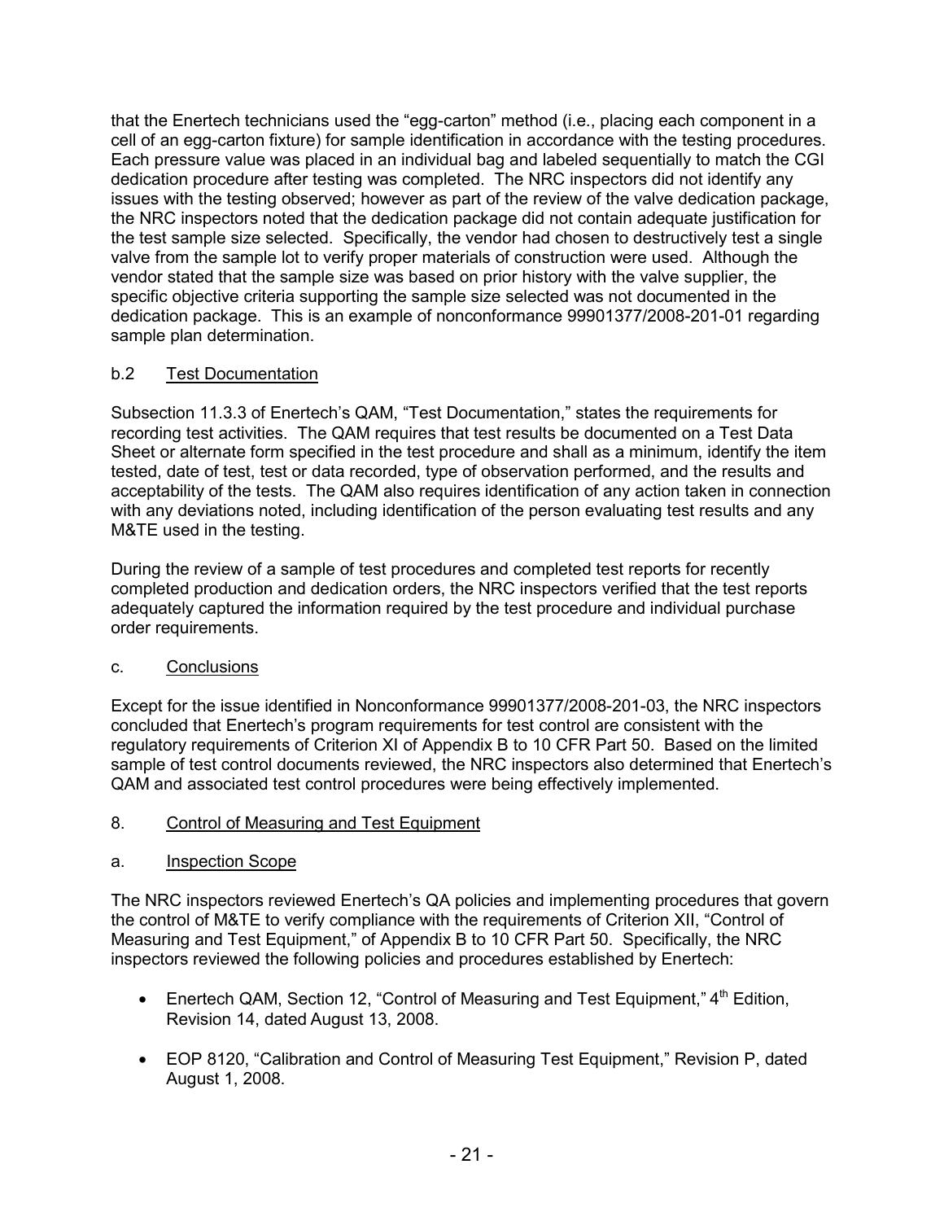that the Enertech technicians used the "egg-carton" method (i.e., placing each component in a cell of an egg-carton fixture) for sample identification in accordance with the testing procedures. Each pressure value was placed in an individual bag and labeled sequentially to match the CGI dedication procedure after testing was completed. The NRC inspectors did not identify any issues with the testing observed; however as part of the review of the valve dedication package, the NRC inspectors noted that the dedication package did not contain adequate justification for the test sample size selected. Specifically, the vendor had chosen to destructively test a single valve from the sample lot to verify proper materials of construction were used. Although the vendor stated that the sample size was based on prior history with the valve supplier, the specific objective criteria supporting the sample size selected was not documented in the dedication package. This is an example of nonconformance 99901377/2008-201-01 regarding sample plan determination.

b.2 Test Documentation

Subsection 11.3.3 of Enertech's QAM, "Test Documentation," states the requirements for recording test activities. The QAM requires that test results be documented on a Test Data Sheet or alternate form specified in the test procedure and shall as a minimum, identify the item tested, date of test, test or data recorded, type of observation performed, and the results and acceptability of the tests. The QAM also requires identification of any action taken in connection with any deviations noted, including identification of the person evaluating test results and any M&TE used in the testing.

During the review of a sample of test procedures and completed test reports for recently completed production and dedication orders, the NRC inspectors verified that the test reports adequately captured the information required by the test procedure and individual purchase order requirements.

c. Conclusions

Except for the issue identified in Nonconformance 99901377/2008-201-03, the NRC inspectors concluded that Enertech's program requirements for test control are consistent with the regulatory requirements of Criterion XI of Appendix B to 10 CFR Part 50. Based on the limited sample of test control documents reviewed, the NRC inspectors also determined that Enertech's QAM and associated test control procedures were being effectively implemented.

8. Control of Measuring and Test Equipment

a. Inspection Scope

The NRC inspectors reviewed Enertech's QA policies and implementing procedures that govern the control of M&TE to verify compliance with the requirements of Criterion XII, "Control of Measuring and Test Equipment," of Appendix B to 10 CFR Part 50. Specifically, the NRC inspectors reviewed the following policies and procedures established by Enertech:

- Enertech QAM, Section 12, "Control of Measuring and Test Equipment," 4th Edition, Revision 14, dated August 13, 2008.
- EOP 8120, "Calibration and Control of Measuring Test Equipment," Revision P, dated August 1, 2008.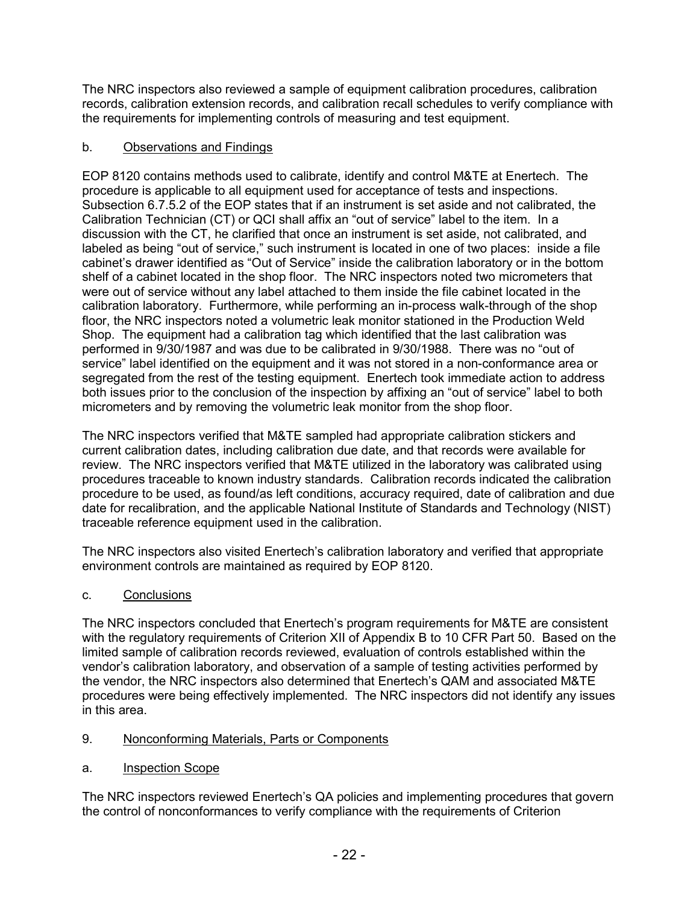The NRC inspectors also reviewed a sample of equipment calibration procedures, calibration records, calibration extension records, and calibration recall schedules to verify compliance with the requirements for implementing controls of measuring and test equipment.

b. Observations and Findings

EOP 8120 contains methods used to calibrate, identify and control M&TE at Enertech. The procedure is applicable to all equipment used for acceptance of tests and inspections. Subsection 6.7.5.2 of the EOP states that if an instrument is set aside and not calibrated, the Calibration Technician (CT) or QCI shall affix an "out of service" label to the item. In a discussion with the CT, he clarified that once an instrument is set aside, not calibrated, and labeled as being "out of service," such instrument is located in one of two places: inside a file cabinet's drawer identified as "Out of Service" inside the calibration laboratory or in the bottom shelf of a cabinet located in the shop floor. The NRC inspectors noted two micrometers that were out of service without any label attached to them inside the file cabinet located in the calibration laboratory. Furthermore, while performing an in-process walk-through of the shop floor, the NRC inspectors noted a volumetric leak monitor stationed in the Production Weld Shop. The equipment had a calibration tag which identified that the last calibration was performed in 9/30/1987 and was due to be calibrated in 9/30/1988. There was no "out of service" label identified on the equipment and it was not stored in a non-conformance area or segregated from the rest of the testing equipment. Enertech took immediate action to address both issues prior to the conclusion of the inspection by affixing an "out of service" label to both micrometers and by removing the volumetric leak monitor from the shop floor.

The NRC inspectors verified that M&TE sampled had appropriate calibration stickers and current calibration dates, including calibration due date, and that records were available for review. The NRC inspectors verified that M&TE utilized in the laboratory was calibrated using procedures traceable to known industry standards. Calibration records indicated the calibration procedure to be used, as found/as left conditions, accuracy required, date of calibration and due date for recalibration, and the applicable National Institute of Standards and Technology (NIST) traceable reference equipment used in the calibration.

The NRC inspectors also visited Enertech's calibration laboratory and verified that appropriate environment controls are maintained as required by EOP 8120.

c. Conclusions

The NRC inspectors concluded that Enertech's program requirements for M&TE are consistent with the regulatory requirements of Criterion XII of Appendix B to 10 CFR Part 50. Based on the limited sample of calibration records reviewed, evaluation of controls established within the vendor's calibration laboratory, and observation of a sample of testing activities performed by the vendor, the NRC inspectors also determined that Enertech's QAM and associated M&TE procedures were being effectively implemented. The NRC inspectors did not identify any issues in this area.

9. Nonconforming Materials, Parts or Components

a. Inspection Scope

The NRC inspectors reviewed Enertech's QA policies and implementing procedures that govern the control of nonconformances to verify compliance with the requirements of Criterion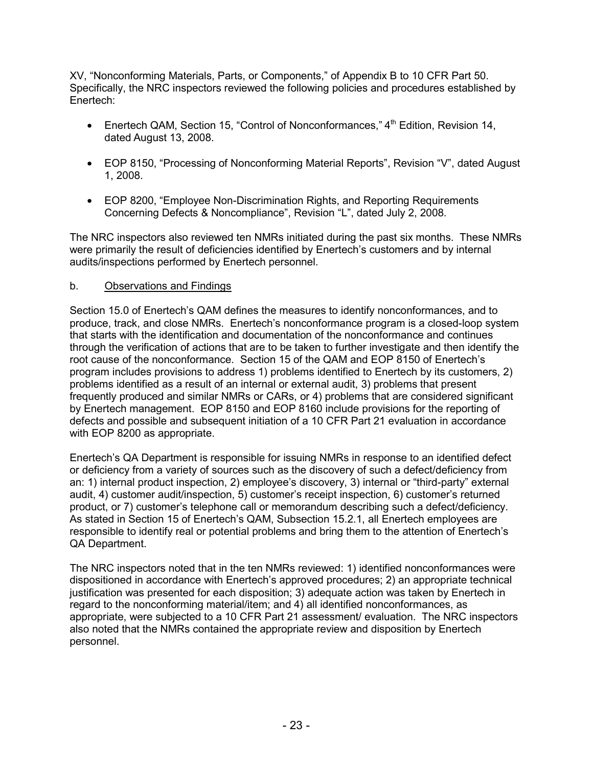XV, "Nonconforming Materials, Parts, or Components," of Appendix B to 10 CFR Part 50. Specifically, the NRC inspectors reviewed the following policies and procedures established by Enertech:

- Enertech QAM, Section 15, "Control of Nonconformances," 4th Edition, Revision 14, dated August 13, 2008.
- EOP 8150, "Processing of Nonconforming Material Reports", Revision "V", dated August 1, 2008.
- EOP 8200, "Employee Non-Discrimination Rights, and Reporting Requirements Concerning Defects & Noncompliance", Revision "L", dated July 2, 2008.

The NRC inspectors also reviewed ten NMRs initiated during the past six months. These NMRs were primarily the result of deficiencies identified by Enertech's customers and by internal audits/inspections performed by Enertech personnel.

b. Observations and Findings

Section 15.0 of Enertech's QAM defines the measures to identify nonconformances, and to produce, track, and close NMRs. Enertech's nonconformance program is a closed-loop system that starts with the identification and documentation of the nonconformance and continues through the verification of actions that are to be taken to further investigate and then identify the root cause of the nonconformance. Section 15 of the QAM and EOP 8150 of Enertech's program includes provisions to address 1) problems identified to Enertech by its customers, 2) problems identified as a result of an internal or external audit, 3) problems that present frequently produced and similar NMRs or CARs, or 4) problems that are considered significant by Enertech management. EOP 8150 and EOP 8160 include provisions for the reporting of defects and possible and subsequent initiation of a 10 CFR Part 21 evaluation in accordance with EOP 8200 as appropriate.

Enertech's QA Department is responsible for issuing NMRs in response to an identified defect or deficiency from a variety of sources such as the discovery of such a defect/deficiency from an: 1) internal product inspection, 2) employee's discovery, 3) internal or "third-party" external audit, 4) customer audit/inspection, 5) customer's receipt inspection, 6) customer's returned product, or 7) customer's telephone call or memorandum describing such a defect/deficiency. As stated in Section 15 of Enertech's QAM, Subsection 15.2.1, all Enertech employees are responsible to identify real or potential problems and bring them to the attention of Enertech's QA Department.

The NRC inspectors noted that in the ten NMRs reviewed: 1) identified nonconformances were dispositioned in accordance with Enertech's approved procedures; 2) an appropriate technical justification was presented for each disposition; 3) adequate action was taken by Enertech in regard to the nonconforming material/item; and 4) all identified nonconformances, as appropriate, were subjected to a 10 CFR Part 21 assessment/ evaluation. The NRC inspectors also noted that the NMRs contained the appropriate review and disposition by Enertech personnel.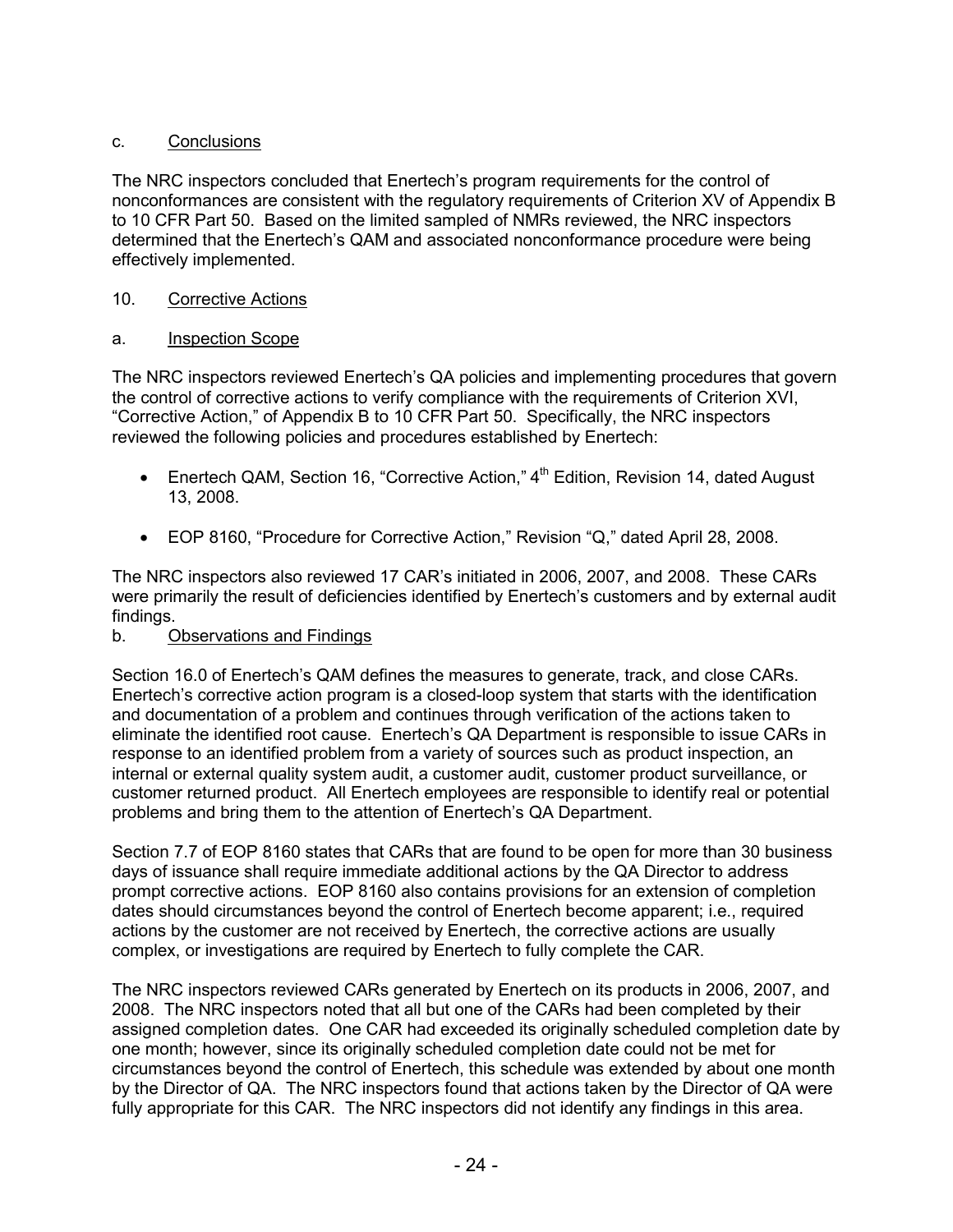c. Conclusions

The NRC inspectors concluded that Enertech's program requirements for the control of nonconformances are consistent with the regulatory requirements of Criterion XV of Appendix B to 10 CFR Part 50. Based on the limited sampled of NMRs reviewed, the NRC inspectors determined that the Enertech's QAM and associated nonconformance procedure were being effectively implemented.

10. Corrective Actions

a. Inspection Scope

The NRC inspectors reviewed Enertech's QA policies and implementing procedures that govern the control of corrective actions to verify compliance with the requirements of Criterion XVI, "Corrective Action," of Appendix B to 10 CFR Part 50. Specifically, the NRC inspectors reviewed the following policies and procedures established by Enertech:

- Enertech QAM, Section 16, "Corrective Action," 4th Edition, Revision 14, dated August 13, 2008.
- EOP 8160, "Procedure for Corrective Action," Revision "Q," dated April 28, 2008.

The NRC inspectors also reviewed 17 CAR's initiated in 2006, 2007, and 2008. These CARs were primarily the result of deficiencies identified by Enertech's customers and by external audit findings.

b. Observations and Findings

Section 16.0 of Enertech's QAM defines the measures to generate, track, and close CARs. Enertech's corrective action program is a closed-loop system that starts with the identification and documentation of a problem and continues through verification of the actions taken to eliminate the identified root cause. Enertech's QA Department is responsible to issue CARs in response to an identified problem from a variety of sources such as product inspection, an internal or external quality system audit, a customer audit, customer product surveillance, or customer returned product. All Enertech employees are responsible to identify real or potential problems and bring them to the attention of Enertech's QA Department.

Section 7.7 of EOP 8160 states that CARs that are found to be open for more than 30 business days of issuance shall require immediate additional actions by the QA Director to address prompt corrective actions. EOP 8160 also contains provisions for an extension of completion dates should circumstances beyond the control of Enertech become apparent; i.e., required actions by the customer are not received by Enertech, the corrective actions are usually complex, or investigations are required by Enertech to fully complete the CAR.

The NRC inspectors reviewed CARs generated by Enertech on its products in 2006, 2007, and 2008. The NRC inspectors noted that all but one of the CARs had been completed by their assigned completion dates. One CAR had exceeded its originally scheduled completion date by one month; however, since its originally scheduled completion date could not be met for circumstances beyond the control of Enertech, this schedule was extended by about one month by the Director of QA. The NRC inspectors found that actions taken by the Director of QA were fully appropriate for this CAR. The NRC inspectors did not identify any findings in this area.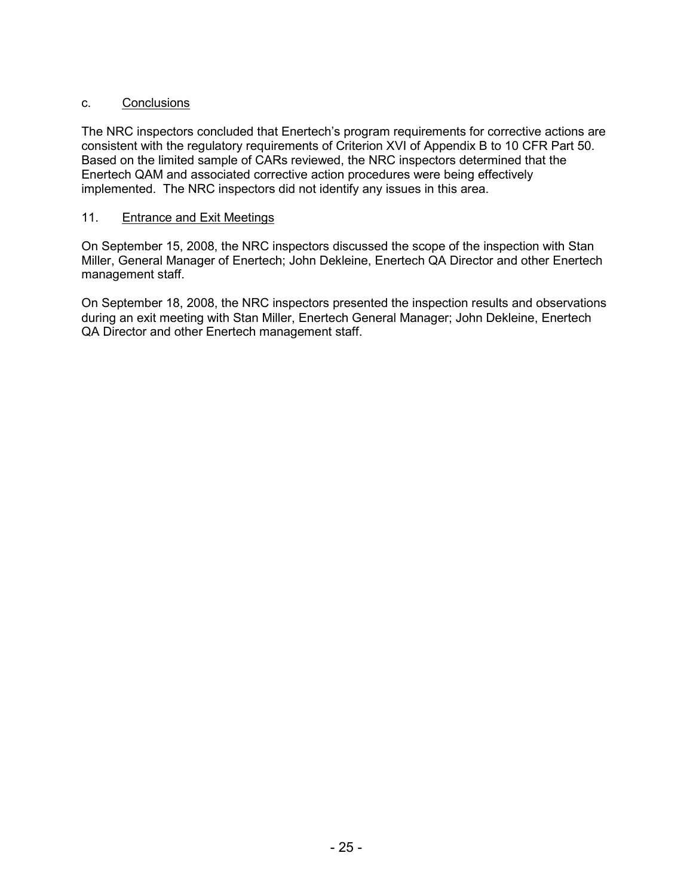c. Conclusions

The NRC inspectors concluded that Enertech's program requirements for corrective actions are consistent with the regulatory requirements of Criterion XVI of Appendix B to 10 CFR Part 50. Based on the limited sample of CARs reviewed, the NRC inspectors determined that the Enertech QAM and associated corrective action procedures were being effectively implemented. The NRC inspectors did not identify any issues in this area.

## 11. Entrance and Exit Meetings

On September 15, 2008, the NRC inspectors discussed the scope of the inspection with Stan Miller, General Manager of Enertech; John Dekleine, Enertech QA Director and other Enertech management staff.

On September 18, 2008, the NRC inspectors presented the inspection results and observations during an exit meeting with Stan Miller, Enertech General Manager; John Dekleine, Enertech QA Director and other Enertech management staff.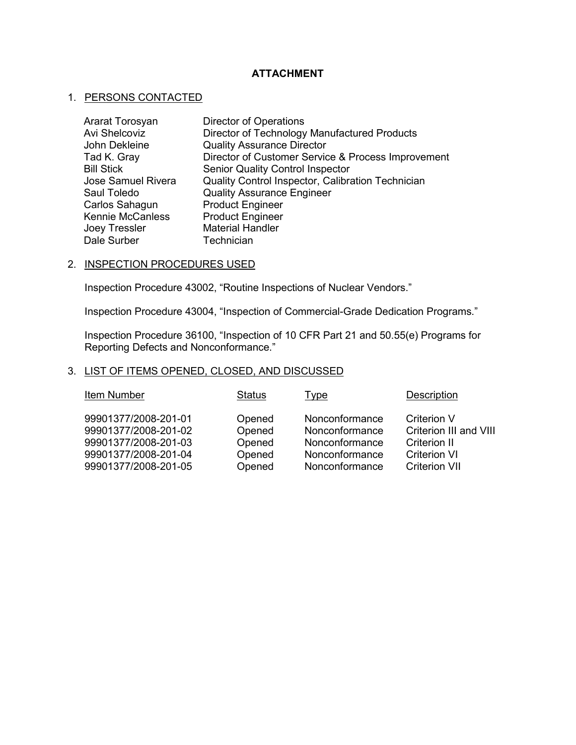# ATTACHMENT

1. <u>PERSONS CONTACTED</u>

| | |
|---|---|
| Ararat Torosyan | Director of Operations |
| Avi Shelcoviz | Director of Technology Manufactured Products |
| John Dekleine | Quality Assurance Director |
| Tad K. Gray | Director of Customer Service & Process Improvement |
| Bill Stick | Senior Quality Control Inspector |
| Jose Samuel Rivera | Quality Control Inspector, Calibration Technician |
| Saul Toledo | Quality Assurance Engineer |
| Carlos Sahagun | Product Engineer |
| Kennie McCanless | Product Engineer |
| Joey Tressler | Material Handler |
| Dale Surber | Technician |

2. <u>INSPECTION PROCEDURES USED</u>

Inspection Procedure 43002, "Routine Inspections of Nuclear Vendors."

Inspection Procedure 43004, "Inspection of Commercial-Grade Dedication Programs."

Inspection Procedure 36100, "Inspection of 10 CFR Part 21 and 50.55(e) Programs for Reporting Defects and Nonconformance."

3. <u>LIST OF ITEMS OPENED, CLOSED, AND DISCUSSED</u>

| Item Number | Status | Type | Description |
|---|---|---|---|
| 99901377/2008-201-01 | Opened | Nonconformance | Criterion V |
| 99901377/2008-201-02 | Opened | Nonconformance | Criterion III and VIII |
| 99901377/2008-201-03 | Opened | Nonconformance | Criterion II |
| 99901377/2008-201-04 | Opened | Nonconformance | Criterion VI |
| 99901377/2008-201-05 | Opened | Nonconformance | Criterion VII |